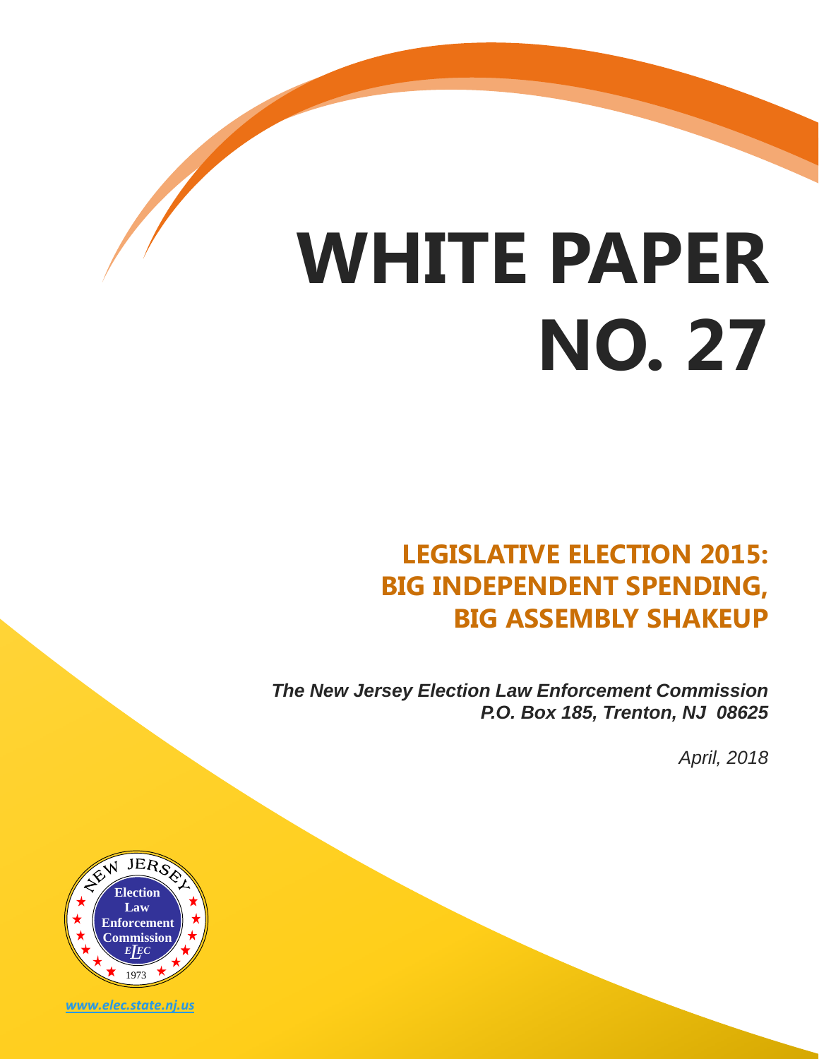# WHITE PAPER NO. 27

## LEGISLATIVE ELECTION 2015: BIG INDEPENDENT SPENDING, BIG ASSEMBLY SHAKEUP

***The New Jersey Election Law Enforcement Commission***
***P.O. Box 185, Trenton, NJ 08625***

*April, 2018*

NEW JERSEY Election Law Enforcement Commission ELEC 1973

*www.elec.state.nj.us*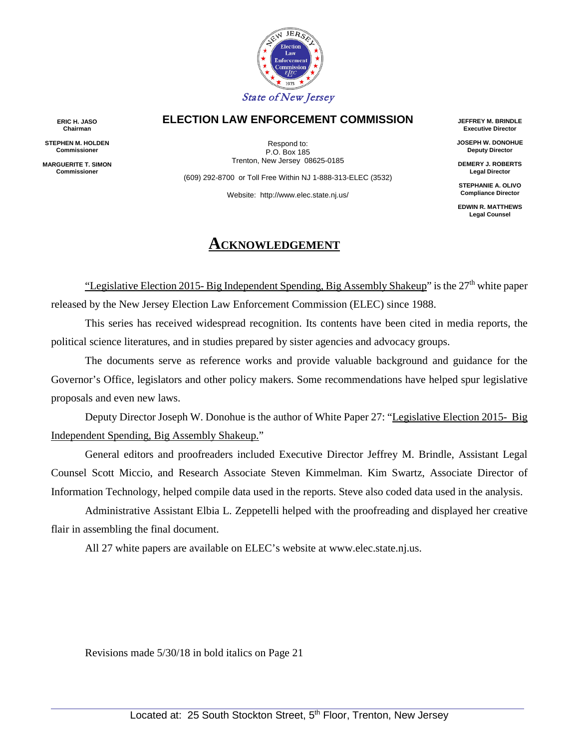State of New Jersey

**ERIC H. JASO**
**Chairman**

**STEPHEN M. HOLDEN**
**Commissioner**

**MARGUERITE T. SIMON**
**Commissioner**

## ELECTION LAW ENFORCEMENT COMMISSION

Respond to:
P.O. Box 185
Trenton, New Jersey 08625-0185

(609) 292-8700 or Toll Free Within NJ 1-888-313-ELEC (3532)

Website: http://www.elec.state.nj.us/

**JEFFREY M. BRINDLE**
**Executive Director**

**JOSEPH W. DONOHUE**
**Deputy Director**

**DEMERY J. ROBERTS**
**Legal Director**

**STEPHANIE A. OLIVO**
**Compliance Director**

**EDWIN R. MATTHEWS**
**Legal Counsel**

# ACKNOWLEDGEMENT

"Legislative Election 2015- Big Independent Spending, Big Assembly Shakeup" is the 27th white paper released by the New Jersey Election Law Enforcement Commission (ELEC) since 1988.

This series has received widespread recognition. Its contents have been cited in media reports, the political science literatures, and in studies prepared by sister agencies and advocacy groups.

The documents serve as reference works and provide valuable background and guidance for the Governor's Office, legislators and other policy makers. Some recommendations have helped spur legislative proposals and even new laws.

Deputy Director Joseph W. Donohue is the author of White Paper 27: "Legislative Election 2015- Big Independent Spending, Big Assembly Shakeup."

General editors and proofreaders included Executive Director Jeffrey M. Brindle, Assistant Legal Counsel Scott Miccio, and Research Associate Steven Kimmelman. Kim Swartz, Associate Director of Information Technology, helped compile data used in the reports. Steve also coded data used in the analysis.

Administrative Assistant Elbia L. Zeppetelli helped with the proofreading and displayed her creative flair in assembling the final document.

All 27 white papers are available on ELEC's website at www.elec.state.nj.us.

Revisions made 5/30/18 in bold italics on Page 21

Located at: 25 South Stockton Street, 5th Floor, Trenton, New Jersey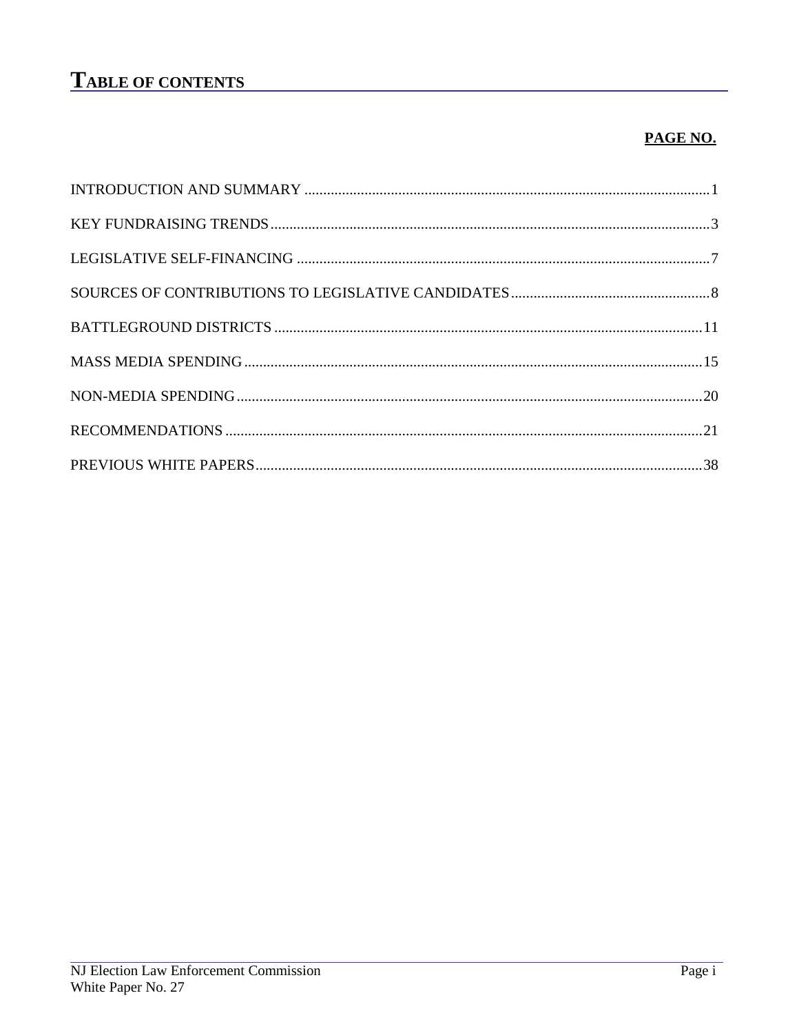# TABLE OF CONTENTS

| | PAGE NO. |
|---|---|
| INTRODUCTION AND SUMMARY | 1 |
| KEY FUNDRAISING TRENDS | 3 |
| LEGISLATIVE SELF-FINANCING | 7 |
| SOURCES OF CONTRIBUTIONS TO LEGISLATIVE CANDIDATES | 8 |
| BATTLEGROUND DISTRICTS | 11 |
| MASS MEDIA SPENDING | 15 |
| NON-MEDIA SPENDING | 20 |
| RECOMMENDATIONS | 21 |
| PREVIOUS WHITE PAPERS | 38 |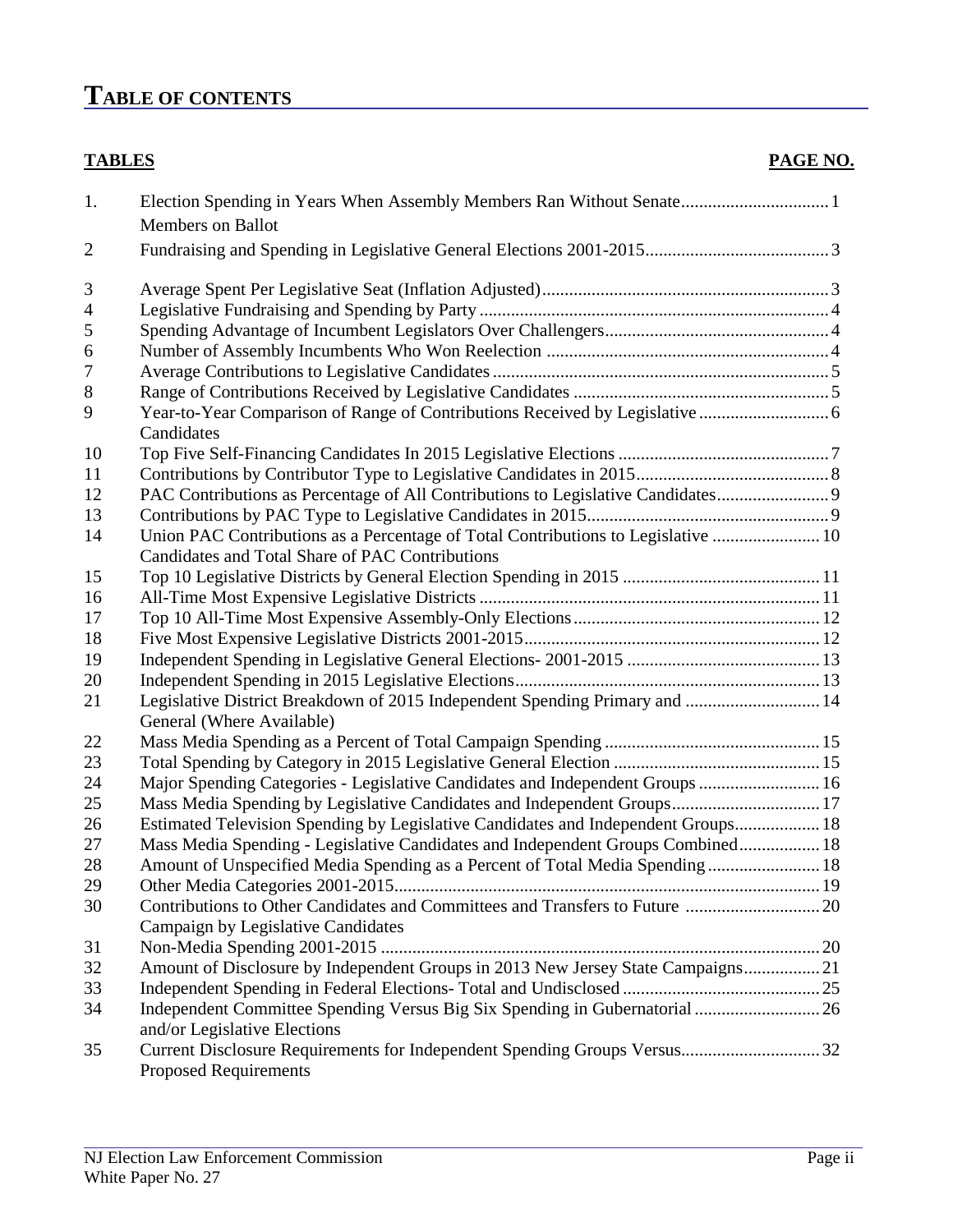# TABLE OF CONTENTS

| TABLES | | PAGE NO. |
|---|---|---|
| 1. | Election Spending in Years When Assembly Members Ran Without Senate Members on Ballot | 1 |
| 2 | Fundraising and Spending in Legislative General Elections 2001-2015 | 3 |
| 3 | Average Spent Per Legislative Seat (Inflation Adjusted) | 3 |
| 4 | Legislative Fundraising and Spending by Party | 4 |
| 5 | Spending Advantage of Incumbent Legislators Over Challengers | 4 |
| 6 | Number of Assembly Incumbents Who Won Reelection | 4 |
| 7 | Average Contributions to Legislative Candidates | 5 |
| 8 | Range of Contributions Received by Legislative Candidates | 5 |
| 9 | Year-to-Year Comparison of Range of Contributions Received by Legislative Candidates | 6 |
| 10 | Top Five Self-Financing Candidates In 2015 Legislative Elections | 7 |
| 11 | Contributions by Contributor Type to Legislative Candidates in 2015 | 8 |
| 12 | PAC Contributions as Percentage of All Contributions to Legislative Candidates | 9 |
| 13 | Contributions by PAC Type to Legislative Candidates in 2015 | 9 |
| 14 | Union PAC Contributions as a Percentage of Total Contributions to Legislative Candidates and Total Share of PAC Contributions | 10 |
| 15 | Top 10 Legislative Districts by General Election Spending in 2015 | 11 |
| 16 | All-Time Most Expensive Legislative Districts | 11 |
| 17 | Top 10 All-Time Most Expensive Assembly-Only Elections | 12 |
| 18 | Five Most Expensive Legislative Districts 2001-2015 | 12 |
| 19 | Independent Spending in Legislative General Elections- 2001-2015 | 13 |
| 20 | Independent Spending in 2015 Legislative Elections | 13 |
| 21 | Legislative District Breakdown of 2015 Independent Spending Primary and General (Where Available) | 14 |
| 22 | Mass Media Spending as a Percent of Total Campaign Spending | 15 |
| 23 | Total Spending by Category in 2015 Legislative General Election | 15 |
| 24 | Major Spending Categories - Legislative Candidates and Independent Groups | 16 |
| 25 | Mass Media Spending by Legislative Candidates and Independent Groups | 17 |
| 26 | Estimated Television Spending by Legislative Candidates and Independent Groups | 18 |
| 27 | Mass Media Spending - Legislative Candidates and Independent Groups Combined | 18 |
| 28 | Amount of Unspecified Media Spending as a Percent of Total Media Spending | 18 |
| 29 | Other Media Categories 2001-2015 | 19 |
| 30 | Contributions to Other Candidates and Committees and Transfers to Future Campaign by Legislative Candidates | 20 |
| 31 | Non-Media Spending 2001-2015 | 20 |
| 32 | Amount of Disclosure by Independent Groups in 2013 New Jersey State Campaigns | 21 |
| 33 | Independent Spending in Federal Elections- Total and Undisclosed | 25 |
| 34 | Independent Committee Spending Versus Big Six Spending in Gubernatorial and/or Legislative Elections | 26 |
| 35 | Current Disclosure Requirements for Independent Spending Groups Versus Proposed Requirements | 32 |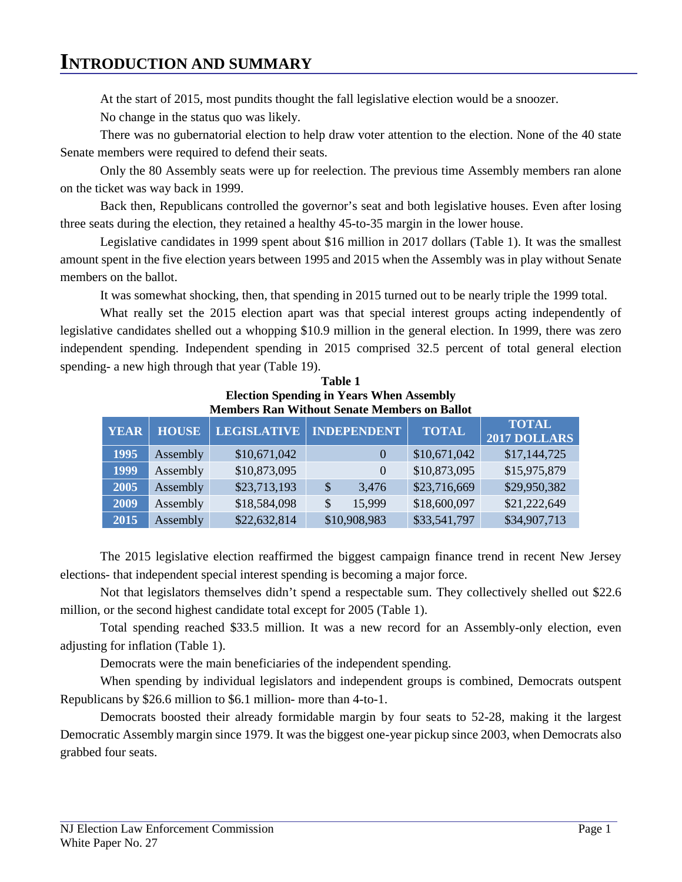# INTRODUCTION AND SUMMARY

At the start of 2015, most pundits thought the fall legislative election would be a snoozer.

No change in the status quo was likely.

There was no gubernatorial election to help draw voter attention to the election. None of the 40 state Senate members were required to defend their seats.

Only the 80 Assembly seats were up for reelection. The previous time Assembly members ran alone on the ticket was way back in 1999.

Back then, Republicans controlled the governor's seat and both legislative houses. Even after losing three seats during the election, they retained a healthy 45-to-35 margin in the lower house.

Legislative candidates in 1999 spent about $16 million in 2017 dollars (Table 1). It was the smallest amount spent in the five election years between 1995 and 2015 when the Assembly was in play without Senate members on the ballot.

It was somewhat shocking, then, that spending in 2015 turned out to be nearly triple the 1999 total.

What really set the 2015 election apart was that special interest groups acting independently of legislative candidates shelled out a whopping $10.9 million in the general election. In 1999, there was zero independent spending. Independent spending in 2015 comprised 32.5 percent of total general election spending- a new high through that year (Table 19).

**Table 1**
**Election Spending in Years When Assembly Members Ran Without Senate Members on Ballot**

| YEAR | HOUSE | LEGISLATIVE | INDEPENDENT | TOTAL | TOTAL 2017 DOLLARS |
|---|---|---|---|---|---|
| 1995 | Assembly | $10,671,042 | 0 | $10,671,042 | $17,144,725 |
| 1999 | Assembly | $10,873,095 | 0 | $10,873,095 | $15,975,879 |
| 2005 | Assembly | $23,713,193 | $ 3,476 | $23,716,669 | $29,950,382 |
| 2009 | Assembly | $18,584,098 | $ 15,999 | $18,600,097 | $21,222,649 |
| 2015 | Assembly | $22,632,814 | $10,908,983 | $33,541,797 | $34,907,713 |

The 2015 legislative election reaffirmed the biggest campaign finance trend in recent New Jersey elections- that independent special interest spending is becoming a major force.

Not that legislators themselves didn't spend a respectable sum. They collectively shelled out $22.6 million, or the second highest candidate total except for 2005 (Table 1).

Total spending reached $33.5 million. It was a new record for an Assembly-only election, even adjusting for inflation (Table 1).

Democrats were the main beneficiaries of the independent spending.

When spending by individual legislators and independent groups is combined, Democrats outspent Republicans by $26.6 million to $6.1 million- more than 4-to-1.

Democrats boosted their already formidable margin by four seats to 52-28, making it the largest Democratic Assembly margin since 1979. It was the biggest one-year pickup since 2003, when Democrats also grabbed four seats.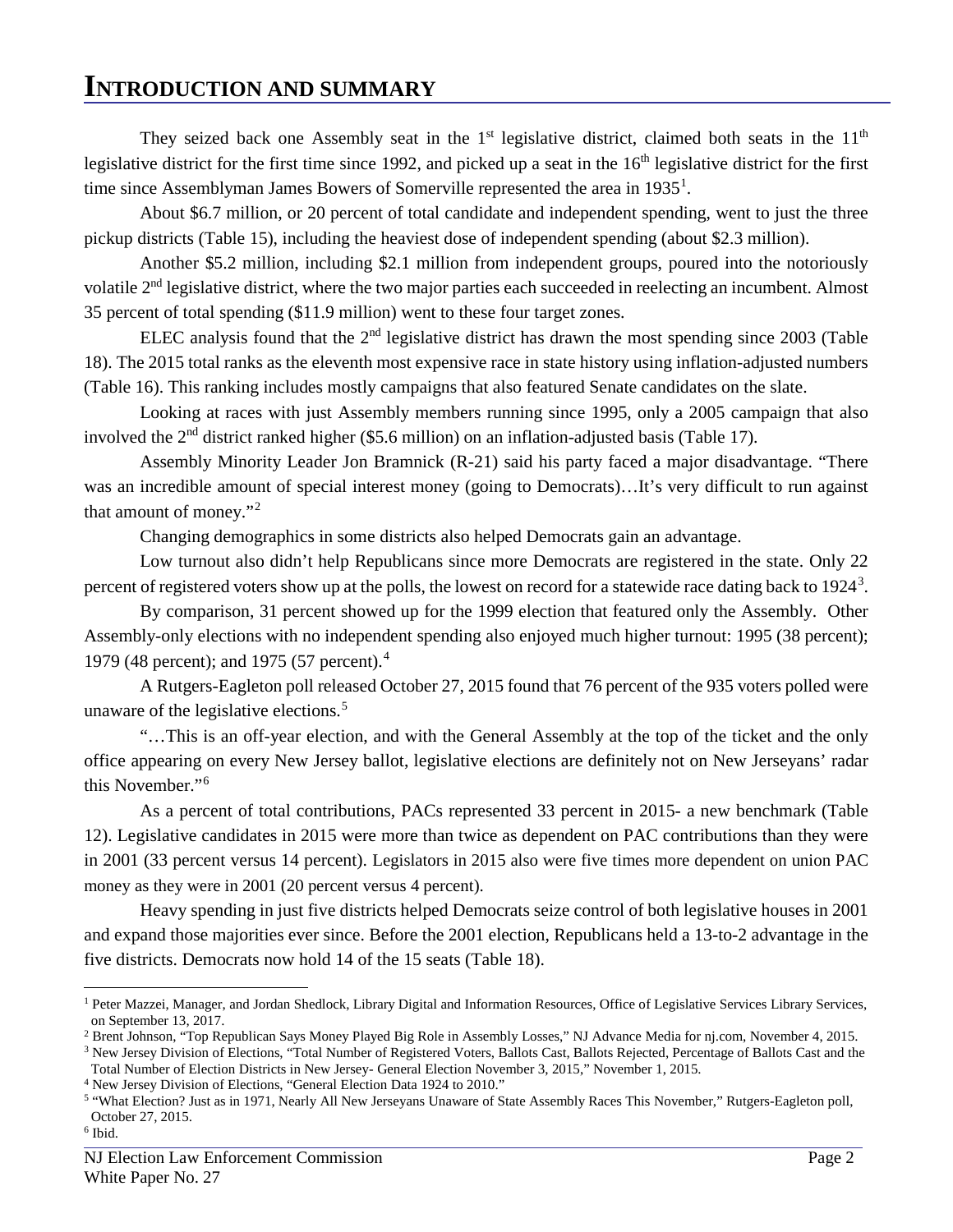# INTRODUCTION AND SUMMARY

They seized back one Assembly seat in the 1st legislative district, claimed both seats in the 11th legislative district for the first time since 1992, and picked up a seat in the 16th legislative district for the first time since Assemblyman James Bowers of Somerville represented the area in 1935[1].

About $6.7 million, or 20 percent of total candidate and independent spending, went to just the three pickup districts (Table 15), including the heaviest dose of independent spending (about $2.3 million).

Another $5.2 million, including $2.1 million from independent groups, poured into the notoriously volatile 2nd legislative district, where the two major parties each succeeded in reelecting an incumbent. Almost 35 percent of total spending ($11.9 million) went to these four target zones.

ELEC analysis found that the 2nd legislative district has drawn the most spending since 2003 (Table 18). The 2015 total ranks as the eleventh most expensive race in state history using inflation-adjusted numbers (Table 16). This ranking includes mostly campaigns that also featured Senate candidates on the slate.

Looking at races with just Assembly members running since 1995, only a 2005 campaign that also involved the 2nd district ranked higher ($5.6 million) on an inflation-adjusted basis (Table 17).

Assembly Minority Leader Jon Bramnick (R-21) said his party faced a major disadvantage. "There was an incredible amount of special interest money (going to Democrats)…It's very difficult to run against that amount of money."[2]

Changing demographics in some districts also helped Democrats gain an advantage.

Low turnout also didn't help Republicans since more Democrats are registered in the state. Only 22 percent of registered voters show up at the polls, the lowest on record for a statewide race dating back to 1924[3].

By comparison, 31 percent showed up for the 1999 election that featured only the Assembly. Other Assembly-only elections with no independent spending also enjoyed much higher turnout: 1995 (38 percent); 1979 (48 percent); and 1975 (57 percent).[4]

A Rutgers-Eagleton poll released October 27, 2015 found that 76 percent of the 935 voters polled were unaware of the legislative elections.[5]

"…This is an off-year election, and with the General Assembly at the top of the ticket and the only office appearing on every New Jersey ballot, legislative elections are definitely not on New Jerseyans' radar this November."[6]

As a percent of total contributions, PACs represented 33 percent in 2015- a new benchmark (Table 12). Legislative candidates in 2015 were more than twice as dependent on PAC contributions than they were in 2001 (33 percent versus 14 percent). Legislators in 2015 also were five times more dependent on union PAC money as they were in 2001 (20 percent versus 4 percent).

Heavy spending in just five districts helped Democrats seize control of both legislative houses in 2001 and expand those majorities ever since. Before the 2001 election, Republicans held a 13-to-2 advantage in the five districts. Democrats now hold 14 of the 15 seats (Table 18).

---

[1] Peter Mazzei, Manager, and Jordan Shedlock, Library Digital and Information Resources, Office of Legislative Services Library Services, on September 13, 2017.

[2] Brent Johnson, "Top Republican Says Money Played Big Role in Assembly Losses," NJ Advance Media for nj.com, November 4, 2015.

[3] New Jersey Division of Elections, "Total Number of Registered Voters, Ballots Cast, Ballots Rejected, Percentage of Ballots Cast and the Total Number of Election Districts in New Jersey- General Election November 3, 2015," November 1, 2015.

[4] New Jersey Division of Elections, "General Election Data 1924 to 2010."

[5] "What Election? Just as in 1971, Nearly All New Jerseyans Unaware of State Assembly Races This November," Rutgers-Eagleton poll, October 27, 2015.

[6] Ibid.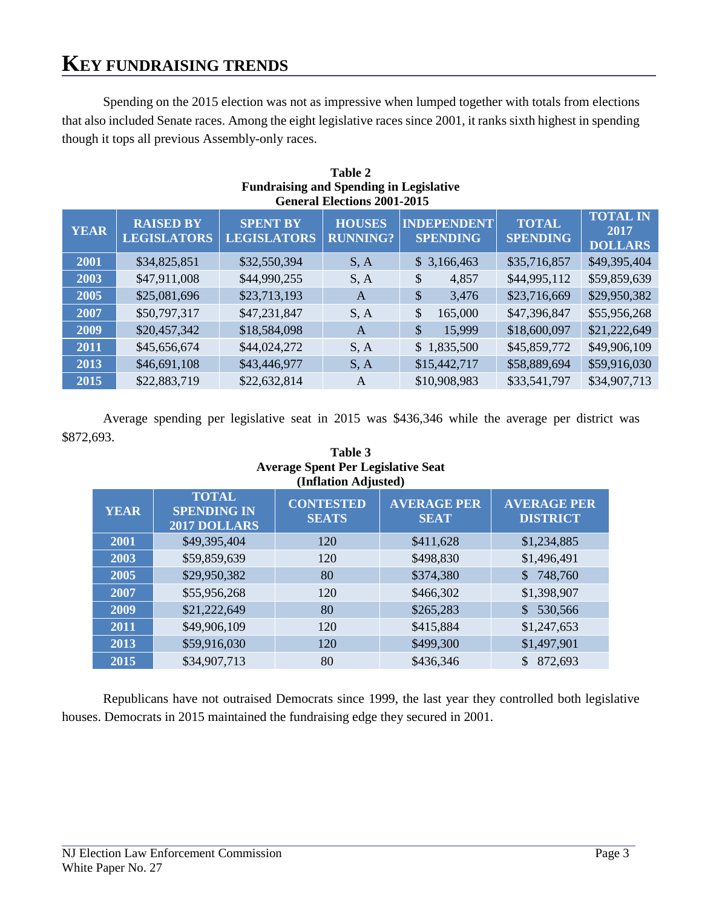# KEY FUNDRAISING TRENDS

Spending on the 2015 election was not as impressive when lumped together with totals from elections that also included Senate races. Among the eight legislative races since 2001, it ranks sixth highest in spending though it tops all previous Assembly-only races.

**Table 2**
**Fundraising and Spending in Legislative General Elections 2001-2015**

| YEAR | RAISED BY LEGISLATORS | SPENT BY LEGISLATORS | HOUSES RUNNING? | INDEPENDENT SPENDING | TOTAL SPENDING | TOTAL IN 2017 DOLLARS |
|---|---|---|---|---|---|---|
| 2001 | $34,825,851 | $32,550,394 | S, A | $ 3,166,463 | $35,716,857 | $49,395,404 |
| 2003 | $47,911,008 | $44,990,255 | S, A | $ 4,857 | $44,995,112 | $59,859,639 |
| 2005 | $25,081,696 | $23,713,193 | A | $ 3,476 | $23,716,669 | $29,950,382 |
| 2007 | $50,797,317 | $47,231,847 | S, A | $ 165,000 | $47,396,847 | $55,956,268 |
| 2009 | $20,457,342 | $18,584,098 | A | $ 15,999 | $18,600,097 | $21,222,649 |
| 2011 | $45,656,674 | $44,024,272 | S, A | $ 1,835,500 | $45,859,772 | $49,906,109 |
| 2013 | $46,691,108 | $43,446,977 | S, A | $15,442,717 | $58,889,694 | $59,916,030 |
| 2015 | $22,883,719 | $22,632,814 | A | $10,908,983 | $33,541,797 | $34,907,713 |

Average spending per legislative seat in 2015 was $436,346 while the average per district was $872,693.

**Table 3**
**Average Spent Per Legislative Seat (Inflation Adjusted)**

| YEAR | TOTAL SPENDING IN 2017 DOLLARS | CONTESTED SEATS | AVERAGE PER SEAT | AVERAGE PER DISTRICT |
|---|---|---|---|---|
| 2001 | $49,395,404 | 120 | $411,628 | $1,234,885 |
| 2003 | $59,859,639 | 120 | $498,830 | $1,496,491 |
| 2005 | $29,950,382 | 80 | $374,380 | $ 748,760 |
| 2007 | $55,956,268 | 120 | $466,302 | $1,398,907 |
| 2009 | $21,222,649 | 80 | $265,283 | $ 530,566 |
| 2011 | $49,906,109 | 120 | $415,884 | $1,247,653 |
| 2013 | $59,916,030 | 120 | $499,300 | $1,497,901 |
| 2015 | $34,907,713 | 80 | $436,346 | $ 872,693 |

Republicans have not outraised Democrats since 1999, the last year they controlled both legislative houses. Democrats in 2015 maintained the fundraising edge they secured in 2001.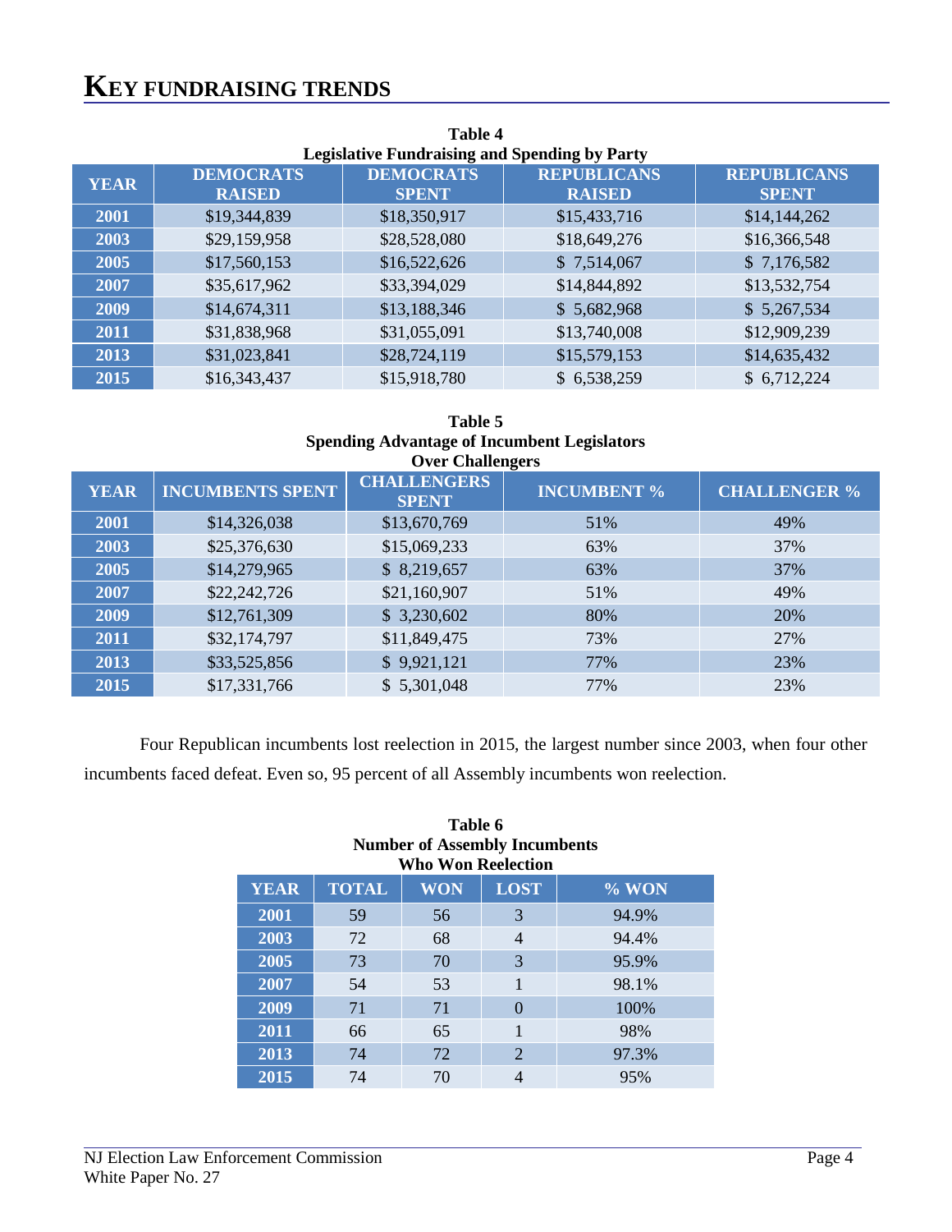# KEY FUNDRAISING TRENDS

**Table 4**
**Legislative Fundraising and Spending by Party**

| YEAR | DEMOCRATS RAISED | DEMOCRATS SPENT | REPUBLICANS RAISED | REPUBLICANS SPENT |
|---|---|---|---|---|
| 2001 | $19,344,839 | $18,350,917 | $15,433,716 | $14,144,262 |
| 2003 | $29,159,958 | $28,528,080 | $18,649,276 | $16,366,548 |
| 2005 | $17,560,153 | $16,522,626 | $ 7,514,067 | $ 7,176,582 |
| 2007 | $35,617,962 | $33,394,029 | $14,844,892 | $13,532,754 |
| 2009 | $14,674,311 | $13,188,346 | $ 5,682,968 | $ 5,267,534 |
| 2011 | $31,838,968 | $31,055,091 | $13,740,008 | $12,909,239 |
| 2013 | $31,023,841 | $28,724,119 | $15,579,153 | $14,635,432 |
| 2015 | $16,343,437 | $15,918,780 | $ 6,538,259 | $ 6,712,224 |

**Table 5**
**Spending Advantage of Incumbent Legislators Over Challengers**

| YEAR | INCUMBENTS SPENT | CHALLENGERS SPENT | INCUMBENT % | CHALLENGER % |
|---|---|---|---|---|
| 2001 | $14,326,038 | $13,670,769 | 51% | 49% |
| 2003 | $25,376,630 | $15,069,233 | 63% | 37% |
| 2005 | $14,279,965 | $ 8,219,657 | 63% | 37% |
| 2007 | $22,242,726 | $21,160,907 | 51% | 49% |
| 2009 | $12,761,309 | $ 3,230,602 | 80% | 20% |
| 2011 | $32,174,797 | $11,849,475 | 73% | 27% |
| 2013 | $33,525,856 | $ 9,921,121 | 77% | 23% |
| 2015 | $17,331,766 | $ 5,301,048 | 77% | 23% |

Four Republican incumbents lost reelection in 2015, the largest number since 2003, when four other incumbents faced defeat. Even so, 95 percent of all Assembly incumbents won reelection.

**Table 6**
**Number of Assembly Incumbents Who Won Reelection**

| YEAR | TOTAL | WON | LOST | % WON |
|---|---|---|---|---|
| 2001 | 59 | 56 | 3 | 94.9% |
| 2003 | 72 | 68 | 4 | 94.4% |
| 2005 | 73 | 70 | 3 | 95.9% |
| 2007 | 54 | 53 | 1 | 98.1% |
| 2009 | 71 | 71 | 0 | 100% |
| 2011 | 66 | 65 | 1 | 98% |
| 2013 | 74 | 72 | 2 | 97.3% |
| 2015 | 74 | 70 | 4 | 95% |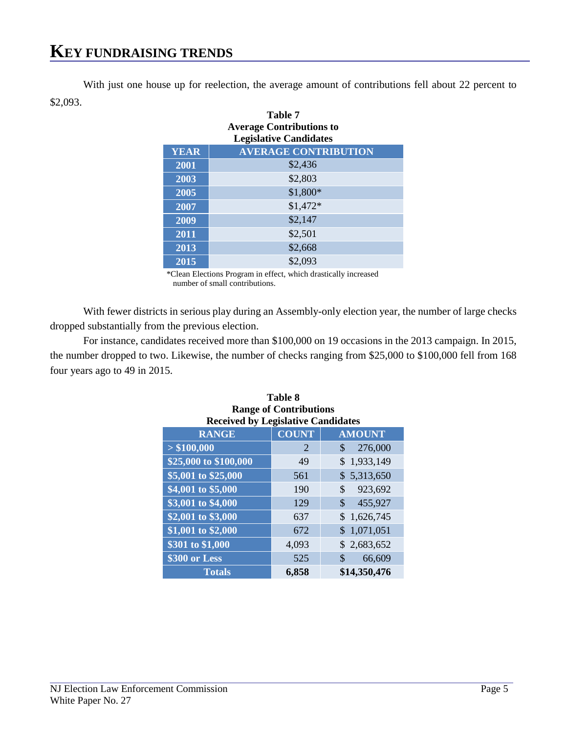## KEY FUNDRAISING TRENDS

With just one house up for reelection, the average amount of contributions fell about 22 percent to $2,093.

**Table 7**
**Average Contributions to Legislative Candidates**

| YEAR | AVERAGE CONTRIBUTION |
|---|---|
| 2001 | $2,436 |
| 2003 | $2,803 |
| 2005 | $1,800* |
| 2007 | $1,472* |
| 2009 | $2,147 |
| 2011 | $2,501 |
| 2013 | $2,668 |
| 2015 | $2,093 |

*Clean Elections Program in effect, which drastically increased number of small contributions.

With fewer districts in serious play during an Assembly-only election year, the number of large checks dropped substantially from the previous election.

For instance, candidates received more than $100,000 on 19 occasions in the 2013 campaign. In 2015, the number dropped to two. Likewise, the number of checks ranging from $25,000 to $100,000 fell from 168 four years ago to 49 in 2015.

**Table 8**
**Range of Contributions Received by Legislative Candidates**

| RANGE | COUNT | AMOUNT |
|---|---|---|
| > $100,000 | 2 | $ 276,000 |
| $25,000 to $100,000 | 49 | $ 1,933,149 |
| $5,001 to $25,000 | 561 | $ 5,313,650 |
| $4,001 to $5,000 | 190 | $ 923,692 |
| $3,001 to $4,000 | 129 | $ 455,927 |
| $2,001 to $3,000 | 637 | $ 1,626,745 |
| $1,001 to $2,000 | 672 | $ 1,071,051 |
| $301 to $1,000 | 4,093 | $ 2,683,652 |
| $300 or Less | 525 | $ 66,609 |
| **Totals** | **6,858** | **$14,350,476** |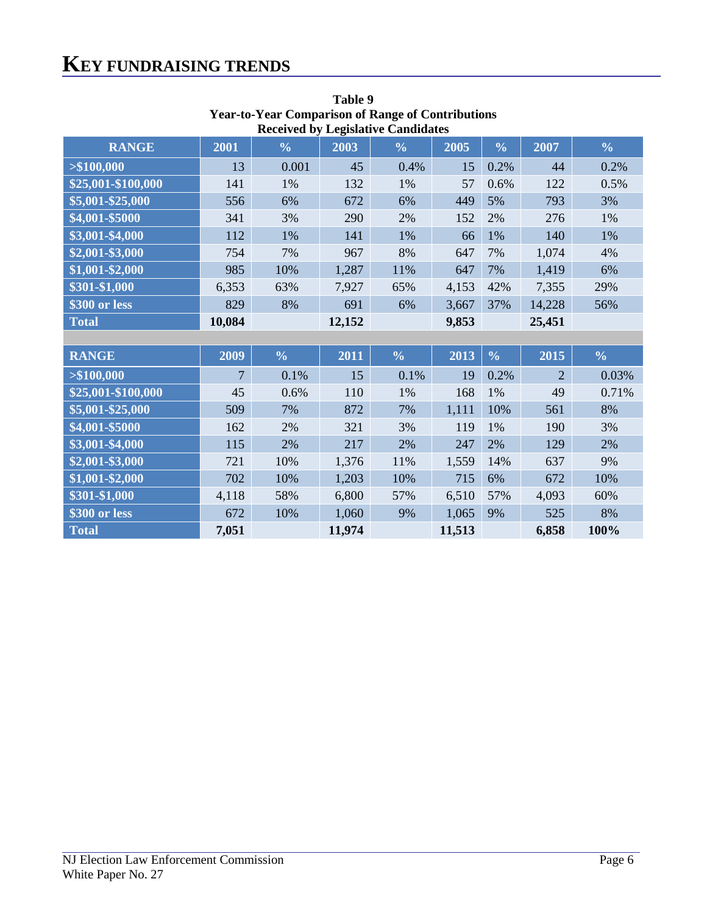# KEY FUNDRAISING TRENDS

**Table 9**
**Year-to-Year Comparison of Range of Contributions Received by Legislative Candidates**

| RANGE | 2001 | % | 2003 | % | 2005 | % | 2007 | % |
|---|---|---|---|---|---|---|---|---|
| >$100,000 | 13 | 0.001 | 45 | 0.4% | 15 | 0.2% | 44 | 0.2% |
| $25,001-$100,000 | 141 | 1% | 132 | 1% | 57 | 0.6% | 122 | 0.5% |
| $5,001-$25,000 | 556 | 6% | 672 | 6% | 449 | 5% | 793 | 3% |
| $4,001-$5000 | 341 | 3% | 290 | 2% | 152 | 2% | 276 | 1% |
| $3,001-$4,000 | 112 | 1% | 141 | 1% | 66 | 1% | 140 | 1% |
| $2,001-$3,000 | 754 | 7% | 967 | 8% | 647 | 7% | 1,074 | 4% |
| $1,001-$2,000 | 985 | 10% | 1,287 | 11% | 647 | 7% | 1,419 | 6% |
| $301-$1,000 | 6,353 | 63% | 7,927 | 65% | 4,153 | 42% | 7,355 | 29% |
| $300 or less | 829 | 8% | 691 | 6% | 3,667 | 37% | 14,228 | 56% |
| **Total** | **10,084** | | **12,152** | | **9,853** | | **25,451** | |
| | | | | | | | | |
| **RANGE** | **2009** | **%** | **2011** | **%** | **2013** | **%** | **2015** | **%** |
| >$100,000 | 7 | 0.1% | 15 | 0.1% | 19 | 0.2% | 2 | 0.03% |
| $25,001-$100,000 | 45 | 0.6% | 110 | 1% | 168 | 1% | 49 | 0.71% |
| $5,001-$25,000 | 509 | 7% | 872 | 7% | 1,111 | 10% | 561 | 8% |
| $4,001-$5000 | 162 | 2% | 321 | 3% | 119 | 1% | 190 | 3% |
| $3,001-$4,000 | 115 | 2% | 217 | 2% | 247 | 2% | 129 | 2% |
| $2,001-$3,000 | 721 | 10% | 1,376 | 11% | 1,559 | 14% | 637 | 9% |
| $1,001-$2,000 | 702 | 10% | 1,203 | 10% | 715 | 6% | 672 | 10% |
| $301-$1,000 | 4,118 | 58% | 6,800 | 57% | 6,510 | 57% | 4,093 | 60% |
| $300 or less | 672 | 10% | 1,060 | 9% | 1,065 | 9% | 525 | 8% |
| **Total** | **7,051** | | **11,974** | | **11,513** | | **6,858** | **100%** |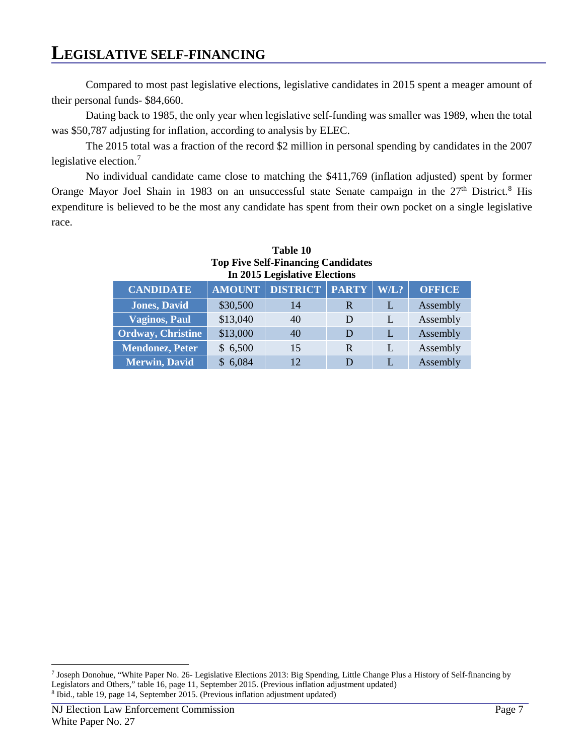# LEGISLATIVE SELF-FINANCING

Compared to most past legislative elections, legislative candidates in 2015 spent a meager amount of their personal funds- $84,660.

Dating back to 1985, the only year when legislative self-funding was smaller was 1989, when the total was $50,787 adjusting for inflation, according to analysis by ELEC.

The 2015 total was a fraction of the record $2 million in personal spending by candidates in the 2007 legislative election.[7]

No individual candidate came close to matching the $411,769 (inflation adjusted) spent by former Orange Mayor Joel Shain in 1983 on an unsuccessful state Senate campaign in the 27th District.[8] His expenditure is believed to be the most any candidate has spent from their own pocket on a single legislative race.

**Table 10**
**Top Five Self-Financing Candidates**
**In 2015 Legislative Elections**

| CANDIDATE | AMOUNT | DISTRICT | PARTY | W/L? | OFFICE |
|---|---|---|---|---|---|
| Jones, David | $30,500 | 14 | R | L | Assembly |
| Vaginos, Paul | $13,040 | 40 | D | L | Assembly |
| Ordway, Christine | $13,000 | 40 | D | L | Assembly |
| Mendonez, Peter | $ 6,500 | 15 | R | L | Assembly |
| Merwin, David | $ 6,084 | 12 | D | L | Assembly |

[7] Joseph Donohue, "White Paper No. 26- Legislative Elections 2013: Big Spending, Little Change Plus a History of Self-financing by Legislators and Others," table 16, page 11, September 2015. (Previous inflation adjustment updated)

[8] Ibid., table 19, page 14, September 2015. (Previous inflation adjustment updated)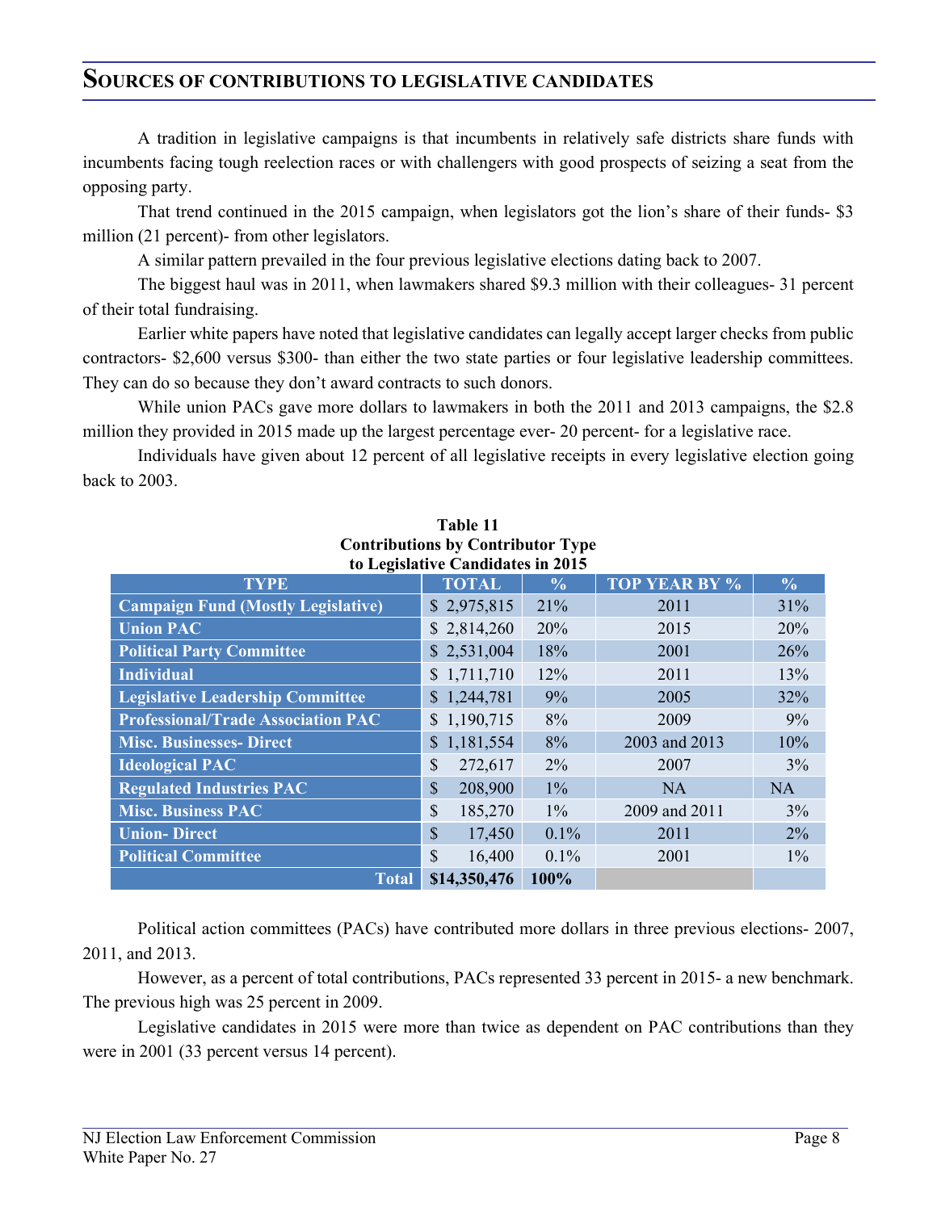## Sources of contributions to legislative candidates

A tradition in legislative campaigns is that incumbents in relatively safe districts share funds with incumbents facing tough reelection races or with challengers with good prospects of seizing a seat from the opposing party.

That trend continued in the 2015 campaign, when legislators got the lion's share of their funds- $3 million (21 percent)- from other legislators.

A similar pattern prevailed in the four previous legislative elections dating back to 2007.

The biggest haul was in 2011, when lawmakers shared $9.3 million with their colleagues- 31 percent of their total fundraising.

Earlier white papers have noted that legislative candidates can legally accept larger checks from public contractors- $2,600 versus $300- than either the two state parties or four legislative leadership committees. They can do so because they don't award contracts to such donors.

While union PACs gave more dollars to lawmakers in both the 2011 and 2013 campaigns, the $2.8 million they provided in 2015 made up the largest percentage ever- 20 percent- for a legislative race.

Individuals have given about 12 percent of all legislative receipts in every legislative election going back to 2003.

**Table 11**
**Contributions by Contributor Type to Legislative Candidates in 2015**

| TYPE | TOTAL | % | TOP YEAR BY % | % |
|---|---|---|---|---|
| **Campaign Fund (Mostly Legislative)** | $ 2,975,815 | 21% | 2011 | 31% |
| **Union PAC** | $ 2,814,260 | 20% | 2015 | 20% |
| **Political Party Committee** | $ 2,531,004 | 18% | 2001 | 26% |
| **Individual** | $ 1,711,710 | 12% | 2011 | 13% |
| **Legislative Leadership Committee** | $ 1,244,781 | 9% | 2005 | 32% |
| **Professional/Trade Association PAC** | $ 1,190,715 | 8% | 2009 | 9% |
| **Misc. Businesses- Direct** | $ 1,181,554 | 8% | 2003 and 2013 | 10% |
| **Ideological PAC** | $ 272,617 | 2% | 2007 | 3% |
| **Regulated Industries PAC** | $ 208,900 | 1% | NA | NA |
| **Misc. Business PAC** | $ 185,270 | 1% | 2009 and 2011 | 3% |
| **Union- Direct** | $ 17,450 | 0.1% | 2011 | 2% |
| **Political Committee** | $ 16,400 | 0.1% | 2001 | 1% |
| **Total** | **$14,350,476** | **100%** | | |

Political action committees (PACs) have contributed more dollars in three previous elections- 2007, 2011, and 2013.

However, as a percent of total contributions, PACs represented 33 percent in 2015- a new benchmark. The previous high was 25 percent in 2009.

Legislative candidates in 2015 were more than twice as dependent on PAC contributions than they were in 2001 (33 percent versus 14 percent).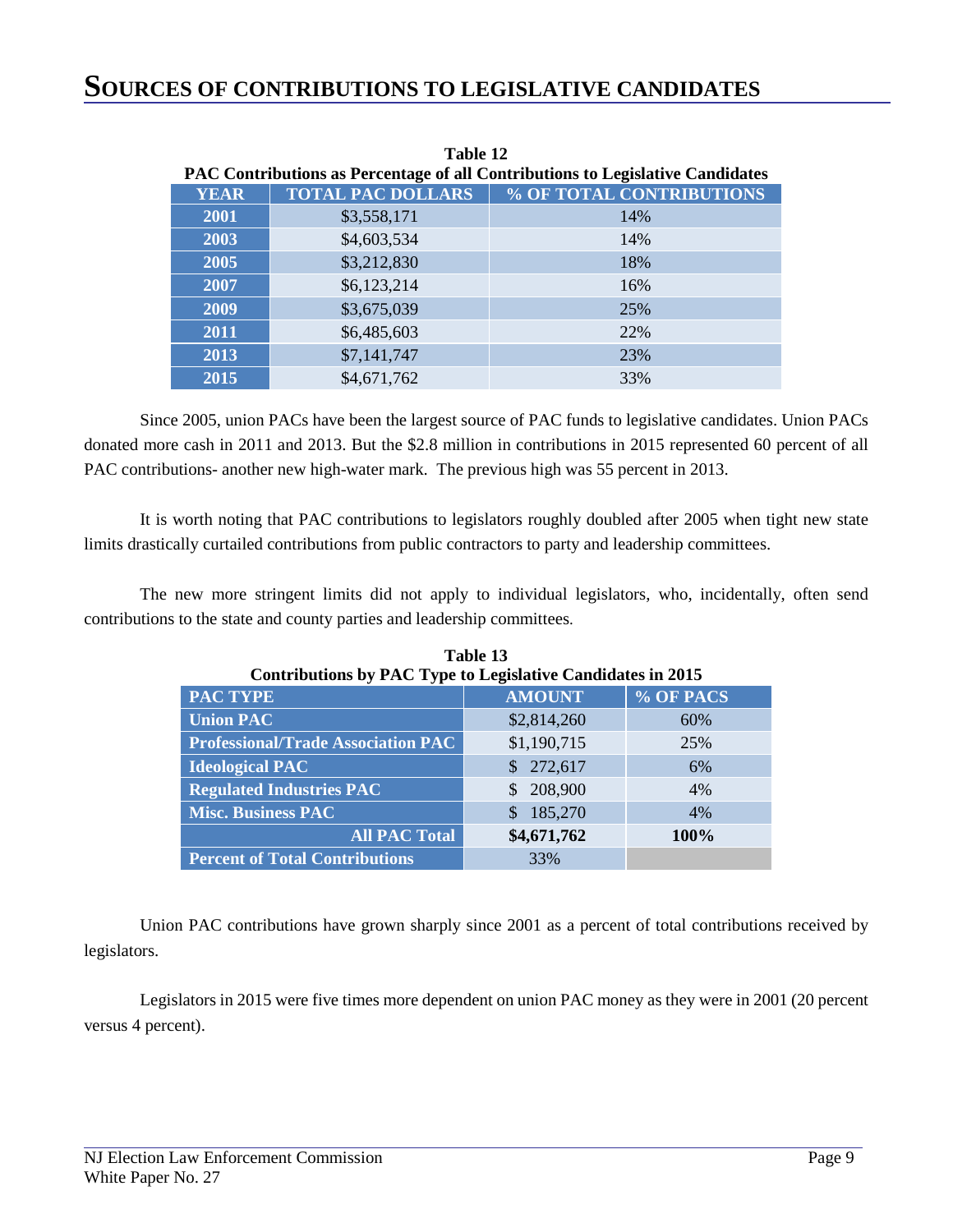# SOURCES OF CONTRIBUTIONS TO LEGISLATIVE CANDIDATES

**Table 12**
**PAC Contributions as Percentage of all Contributions to Legislative Candidates**

| YEAR | TOTAL PAC DOLLARS | % OF TOTAL CONTRIBUTIONS |
|---|---|---|
| 2001 | $3,558,171 | 14% |
| 2003 | $4,603,534 | 14% |
| 2005 | $3,212,830 | 18% |
| 2007 | $6,123,214 | 16% |
| 2009 | $3,675,039 | 25% |
| 2011 | $6,485,603 | 22% |
| 2013 | $7,141,747 | 23% |
| 2015 | $4,671,762 | 33% |

Since 2005, union PACs have been the largest source of PAC funds to legislative candidates. Union PACs donated more cash in 2011 and 2013. But the $2.8 million in contributions in 2015 represented 60 percent of all PAC contributions- another new high-water mark. The previous high was 55 percent in 2013.

It is worth noting that PAC contributions to legislators roughly doubled after 2005 when tight new state limits drastically curtailed contributions from public contractors to party and leadership committees.

The new more stringent limits did not apply to individual legislators, who, incidentally, often send contributions to the state and county parties and leadership committees.

**Table 13**
**Contributions by PAC Type to Legislative Candidates in 2015**

| PAC TYPE | AMOUNT | % OF PACS |
|---|---|---|
| Union PAC | $2,814,260 | 60% |
| Professional/Trade Association PAC | $1,190,715 | 25% |
| Ideological PAC | $ 272,617 | 6% |
| Regulated Industries PAC | $ 208,900 | 4% |
| Misc. Business PAC | $ 185,270 | 4% |
| **All PAC Total** | **$4,671,762** | **100%** |
| Percent of Total Contributions | 33% | |

Union PAC contributions have grown sharply since 2001 as a percent of total contributions received by legislators.

Legislators in 2015 were five times more dependent on union PAC money as they were in 2001 (20 percent versus 4 percent).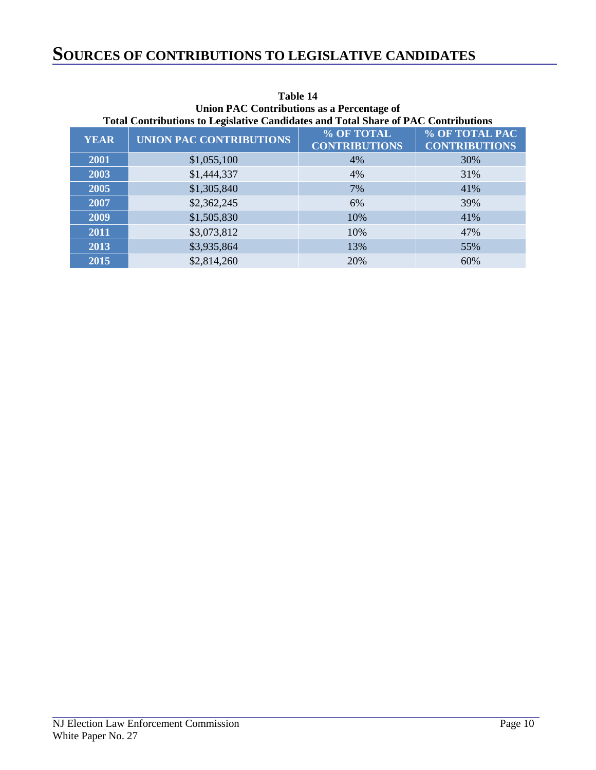# SOURCES OF CONTRIBUTIONS TO LEGISLATIVE CANDIDATES

**Table 14**
**Union PAC Contributions as a Percentage of**
**Total Contributions to Legislative Candidates and Total Share of PAC Contributions**

| YEAR | UNION PAC CONTRIBUTIONS | % OF TOTAL CONTRIBUTIONS | % OF TOTAL PAC CONTRIBUTIONS |
|---|---|---|---|
| 2001 | $1,055,100 | 4% | 30% |
| 2003 | $1,444,337 | 4% | 31% |
| 2005 | $1,305,840 | 7% | 41% |
| 2007 | $2,362,245 | 6% | 39% |
| 2009 | $1,505,830 | 10% | 41% |
| 2011 | $3,073,812 | 10% | 47% |
| 2013 | $3,935,864 | 13% | 55% |
| 2015 | $2,814,260 | 20% | 60% |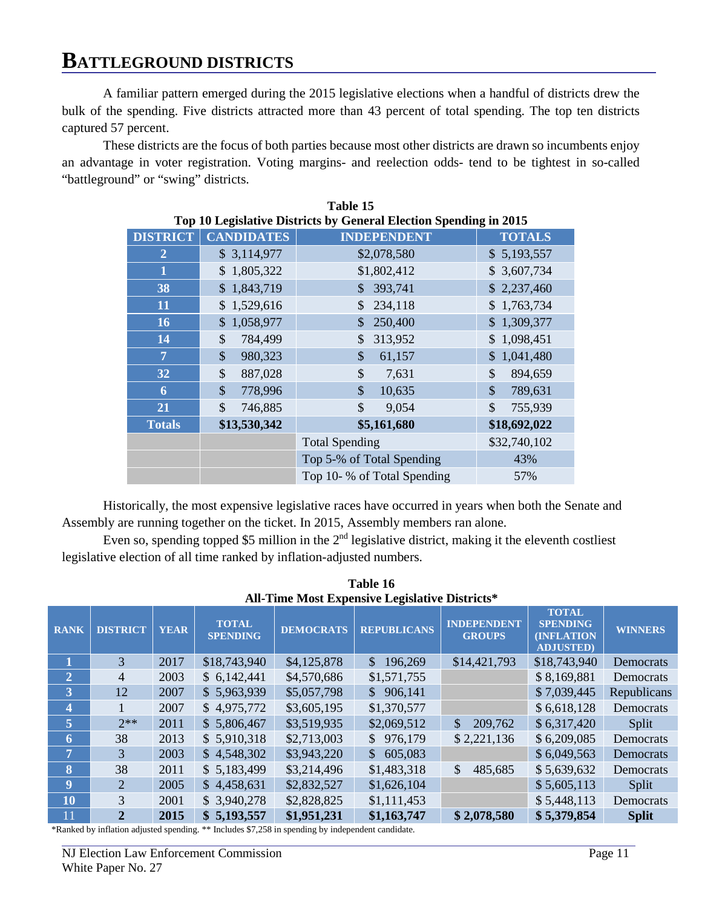# BATTLEGROUND DISTRICTS

A familiar pattern emerged during the 2015 legislative elections when a handful of districts drew the bulk of the spending. Five districts attracted more than 43 percent of total spending. The top ten districts captured 57 percent.

These districts are the focus of both parties because most other districts are drawn so incumbents enjoy an advantage in voter registration. Voting margins- and reelection odds- tend to be tightest in so-called "battleground" or "swing" districts.

**Table 15**
**Top 10 Legislative Districts by General Election Spending in 2015**

| DISTRICT | CANDIDATES | INDEPENDENT | TOTALS |
|---|---|---|---|
| 2 | $ 3,114,977 | $2,078,580 | $ 5,193,557 |
| 1 | $ 1,805,322 | $1,802,412 | $ 3,607,734 |
| 38 | $ 1,843,719 | $ 393,741 | $ 2,237,460 |
| 11 | $ 1,529,616 | $ 234,118 | $ 1,763,734 |
| 16 | $ 1,058,977 | $ 250,400 | $ 1,309,377 |
| 14 | $ 784,499 | $ 313,952 | $ 1,098,451 |
| 7 | $ 980,323 | $ 61,157 | $ 1,041,480 |
| 32 | $ 887,028 | $ 7,631 | $ 894,659 |
| 6 | $ 778,996 | $ 10,635 | $ 789,631 |
| 21 | $ 746,885 | $ 9,054 | $ 755,939 |
| **Totals** | **$13,530,342** | **$5,161,680** | **$18,692,022** |
| | | Total Spending | $32,740,102 |
| | | Top 5-% of Total Spending | 43% |
| | | Top 10- % of Total Spending | 57% |

Historically, the most expensive legislative races have occurred in years when both the Senate and Assembly are running together on the ticket. In 2015, Assembly members ran alone.

Even so, spending topped $5 million in the 2nd legislative district, making it the eleventh costliest legislative election of all time ranked by inflation-adjusted numbers.

**Table 16**
**All-Time Most Expensive Legislative Districts***

| RANK | DISTRICT | YEAR | TOTAL SPENDING | DEMOCRATS | REPUBLICANS | INDEPENDENT GROUPS | TOTAL SPENDING (INFLATION ADJUSTED) | WINNERS |
|---|---|---|---|---|---|---|---|---|
| 1 | 3 | 2017 | $18,743,940 | $4,125,878 | $ 196,269 | $14,421,793 | $18,743,940 | Democrats |
| 2 | 4 | 2003 | $ 6,142,441 | $4,570,686 | $1,571,755 | | $ 8,169,881 | Democrats |
| 3 | 12 | 2007 | $ 5,963,939 | $5,057,798 | $ 906,141 | | $ 7,039,445 | Republicans |
| 4 | 1 | 2007 | $ 4,975,772 | $3,605,195 | $1,370,577 | | $ 6,618,128 | Democrats |
| 5 | 2** | 2011 | $ 5,806,467 | $3,519,935 | $2,069,512 | $ 209,762 | $ 6,317,420 | Split |
| 6 | 38 | 2013 | $ 5,910,318 | $2,713,003 | $ 976,179 | $ 2,221,136 | $ 6,209,085 | Democrats |
| 7 | 3 | 2003 | $ 4,548,302 | $3,943,220 | $ 605,083 | | $ 6,049,563 | Democrats |
| 8 | 38 | 2011 | $ 5,183,499 | $3,214,496 | $1,483,318 | $ 485,685 | $ 5,639,632 | Democrats |
| 9 | 2 | 2005 | $ 4,458,631 | $2,832,527 | $1,626,104 | | $ 5,605,113 | Split |
| 10 | 3 | 2001 | $ 3,940,278 | $2,828,825 | $1,111,453 | | $ 5,448,113 | Democrats |
| 11 | **2** | **2015** | **$ 5,193,557** | **$1,951,231** | **$1,163,747** | **$ 2,078,580** | **$ 5,379,854** | **Split** |

*Ranked by inflation adjusted spending. ** Includes $7,258 in spending by independent candidate.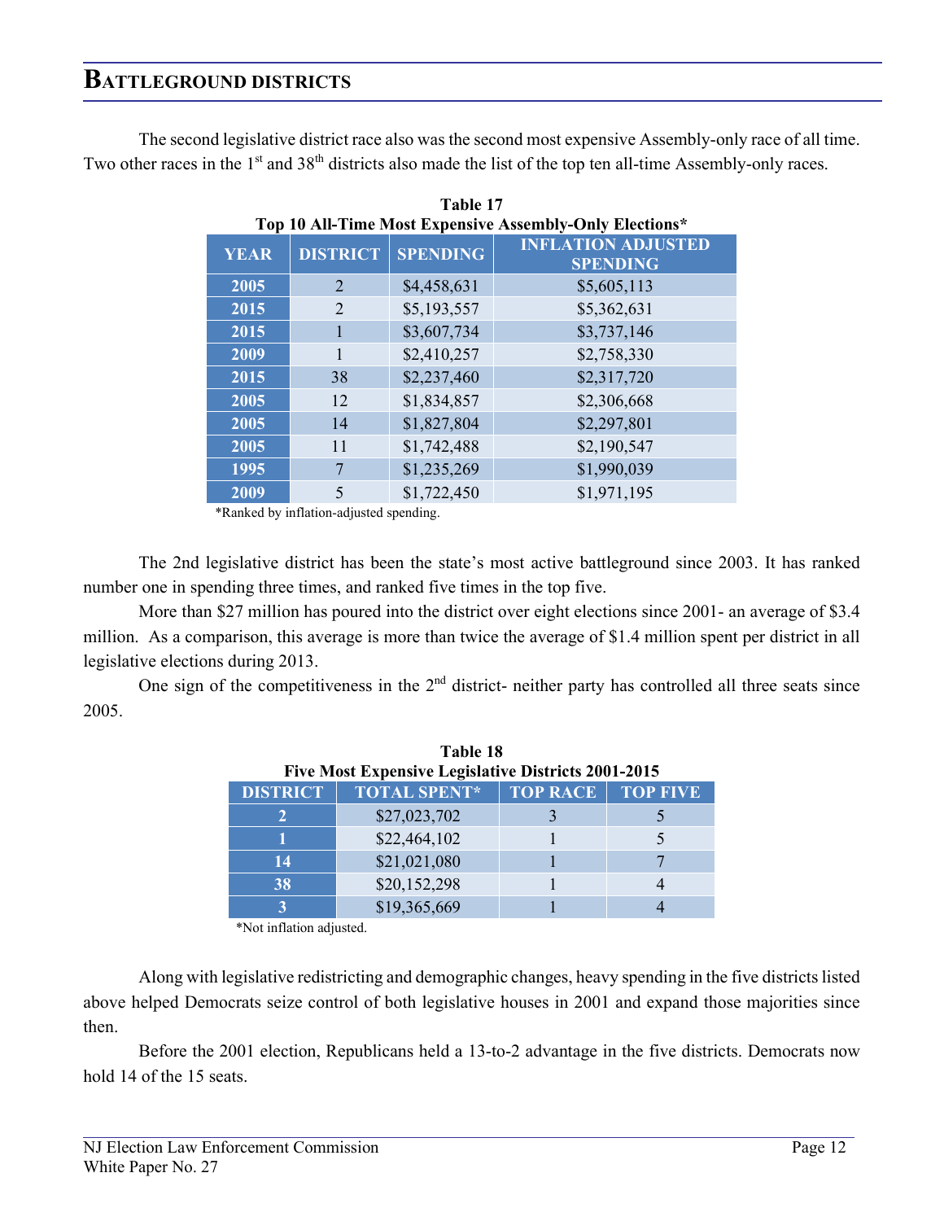## BATTLEGROUND DISTRICTS

The second legislative district race also was the second most expensive Assembly-only race of all time. Two other races in the 1st and 38th districts also made the list of the top ten all-time Assembly-only races.

**Table 17**
**Top 10 All-Time Most Expensive Assembly-Only Elections***

| YEAR | DISTRICT | SPENDING | INFLATION ADJUSTED SPENDING |
|---|---|---|---|
| 2005 | 2 | $4,458,631 | $5,605,113 |
| 2015 | 2 | $5,193,557 | $5,362,631 |
| 2015 | 1 | $3,607,734 | $3,737,146 |
| 2009 | 1 | $2,410,257 | $2,758,330 |
| 2015 | 38 | $2,237,460 | $2,317,720 |
| 2005 | 12 | $1,834,857 | $2,306,668 |
| 2005 | 14 | $1,827,804 | $2,297,801 |
| 2005 | 11 | $1,742,488 | $2,190,547 |
| 1995 | 7 | $1,235,269 | $1,990,039 |
| 2009 | 5 | $1,722,450 | $1,971,195 |

*Ranked by inflation-adjusted spending.

The 2nd legislative district has been the state's most active battleground since 2003. It has ranked number one in spending three times, and ranked five times in the top five.

More than $27 million has poured into the district over eight elections since 2001- an average of $3.4 million. As a comparison, this average is more than twice the average of $1.4 million spent per district in all legislative elections during 2013.

One sign of the competitiveness in the 2nd district- neither party has controlled all three seats since 2005.

**Table 18**
**Five Most Expensive Legislative Districts 2001-2015**

| DISTRICT | TOTAL SPENT* | TOP RACE | TOP FIVE |
|---|---|---|---|
| 2 | $27,023,702 | 3 | 5 |
| 1 | $22,464,102 | 1 | 5 |
| 14 | $21,021,080 | 1 | 7 |
| 38 | $20,152,298 | 1 | 4 |
| 3 | $19,365,669 | 1 | 4 |

*Not inflation adjusted.

Along with legislative redistricting and demographic changes, heavy spending in the five districts listed above helped Democrats seize control of both legislative houses in 2001 and expand those majorities since then.

Before the 2001 election, Republicans held a 13-to-2 advantage in the five districts. Democrats now hold 14 of the 15 seats.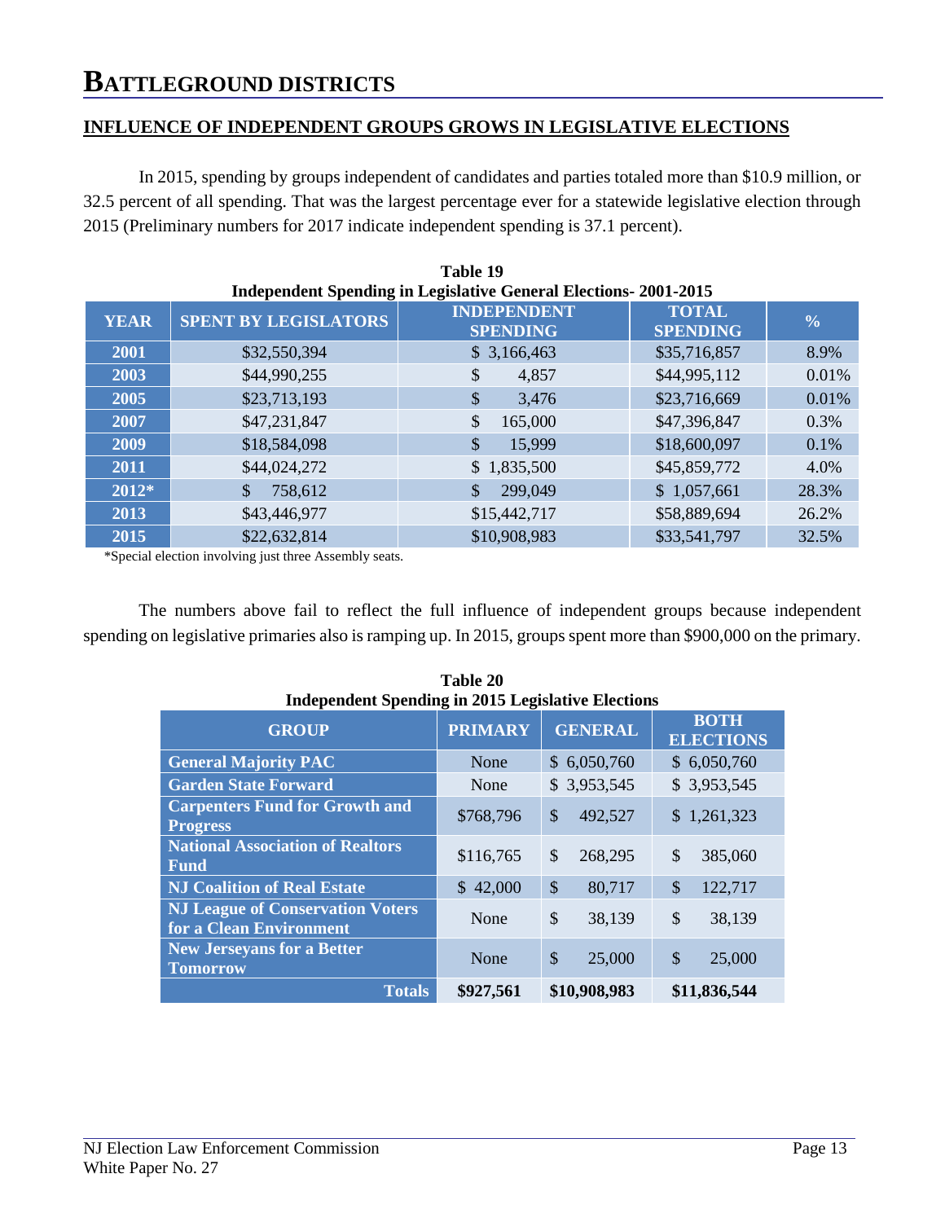# BATTLEGROUND DISTRICTS

## INFLUENCE OF INDEPENDENT GROUPS GROWS IN LEGISLATIVE ELECTIONS

In 2015, spending by groups independent of candidates and parties totaled more than $10.9 million, or 32.5 percent of all spending. That was the largest percentage ever for a statewide legislative election through 2015 (Preliminary numbers for 2017 indicate independent spending is 37.1 percent).

**Table 19**
**Independent Spending in Legislative General Elections- 2001-2015**

| YEAR | SPENT BY LEGISLATORS | INDEPENDENT SPENDING | TOTAL SPENDING | % |
|---|---|---|---|---|
| 2001 | $32,550,394 | $ 3,166,463 | $35,716,857 | 8.9% |
| 2003 | $44,990,255 | $ 4,857 | $44,995,112 | 0.01% |
| 2005 | $23,713,193 | $ 3,476 | $23,716,669 | 0.01% |
| 2007 | $47,231,847 | $ 165,000 | $47,396,847 | 0.3% |
| 2009 | $18,584,098 | $ 15,999 | $18,600,097 | 0.1% |
| 2011 | $44,024,272 | $ 1,835,500 | $45,859,772 | 4.0% |
| 2012* | $ 758,612 | $ 299,049 | $ 1,057,661 | 28.3% |
| 2013 | $43,446,977 | $15,442,717 | $58,889,694 | 26.2% |
| 2015 | $22,632,814 | $10,908,983 | $33,541,797 | 32.5% |

*Special election involving just three Assembly seats.

The numbers above fail to reflect the full influence of independent groups because independent spending on legislative primaries also is ramping up. In 2015, groups spent more than $900,000 on the primary.

**Table 20**
**Independent Spending in 2015 Legislative Elections**

| GROUP | PRIMARY | GENERAL | BOTH ELECTIONS |
|---|---|---|---|
| General Majority PAC | None | $ 6,050,760 | $ 6,050,760 |
| Garden State Forward | None | $ 3,953,545 | $ 3,953,545 |
| Carpenters Fund for Growth and Progress | $768,796 | $ 492,527 | $ 1,261,323 |
| National Association of Realtors Fund | $116,765 | $ 268,295 | $ 385,060 |
| NJ Coalition of Real Estate | $ 42,000 | $ 80,717 | $ 122,717 |
| NJ League of Conservation Voters for a Clean Environment | None | $ 38,139 | $ 38,139 |
| New Jerseyans for a Better Tomorrow | None | $ 25,000 | $ 25,000 |
| **Totals** | **$927,561** | **$10,908,983** | **$11,836,544** |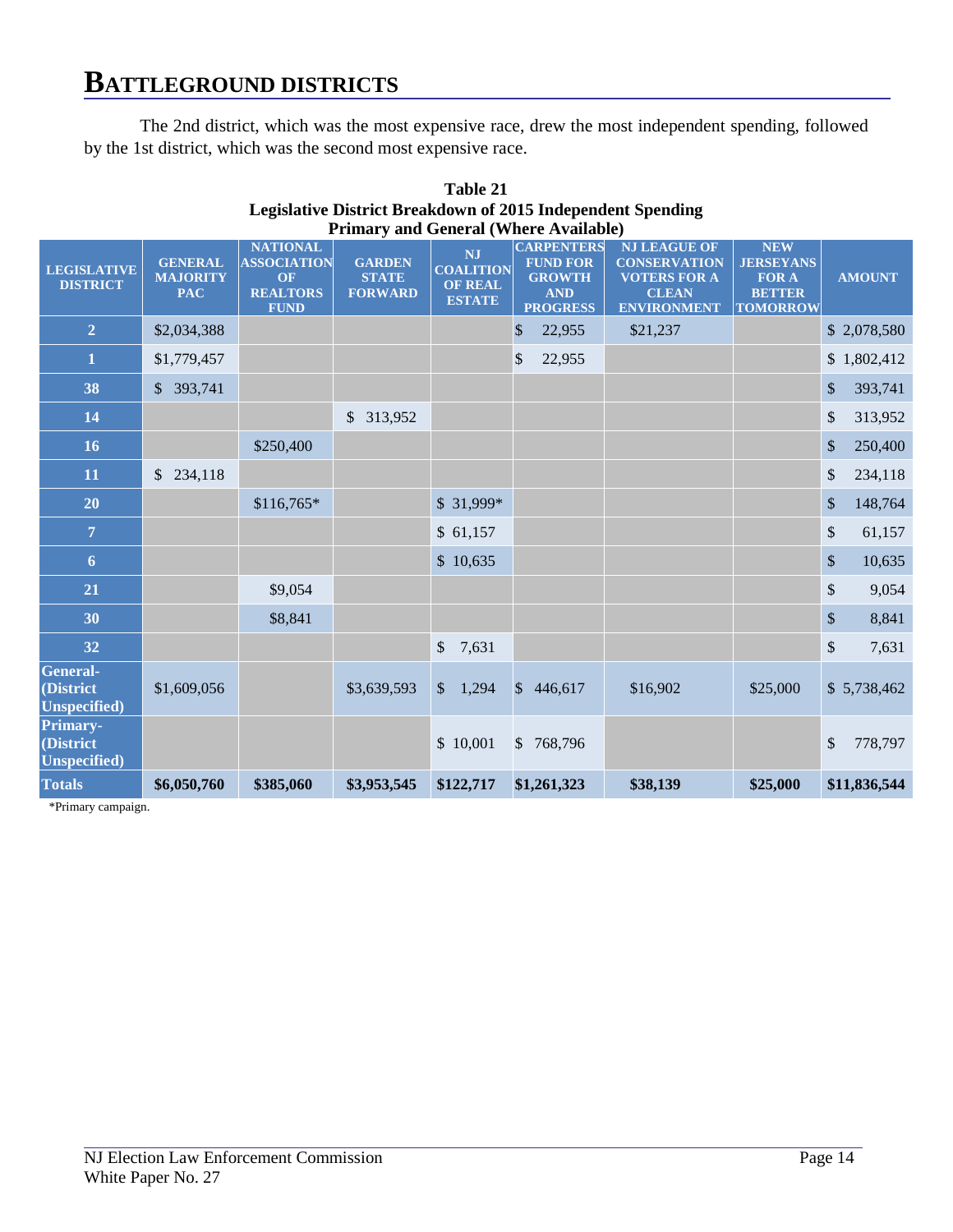# BATTLEGROUND DISTRICTS

The 2nd district, which was the most expensive race, drew the most independent spending, followed by the 1st district, which was the second most expensive race.

**Table 21**
**Legislative District Breakdown of 2015 Independent Spending**
**Primary and General (Where Available)**

| LEGISLATIVE DISTRICT | GENERAL MAJORITY PAC | NATIONAL ASSOCIATION OF REALTORS FUND | GARDEN STATE FORWARD | NJ COALITION OF REAL ESTATE | CARPENTERS FUND FOR GROWTH AND PROGRESS | NJ LEAGUE OF CONSERVATION VOTERS FOR A CLEAN ENVIRONMENT | NEW JERSEYANS FOR A BETTER TOMORROW | AMOUNT |
|---|---|---|---|---|---|---|---|---|
| 2 | $2,034,388 | | | | $ 22,955 | $21,237 | | $ 2,078,580 |
| 1 | $1,779,457 | | | | $ 22,955 | | | $ 1,802,412 |
| 38 | $ 393,741 | | | | | | | $ 393,741 |
| 14 | | | $ 313,952 | | | | | $ 313,952 |
| 16 | | $250,400 | | | | | | $ 250,400 |
| 11 | $ 234,118 | | | | | | | $ 234,118 |
| 20 | | $116,765* | | $ 31,999* | | | | $ 148,764 |
| 7 | | | | $ 61,157 | | | | $ 61,157 |
| 6 | | | | $ 10,635 | | | | $ 10,635 |
| 21 | | $9,054 | | | | | | $ 9,054 |
| 30 | | $8,841 | | | | | | $ 8,841 |
| 32 | | | | $ 7,631 | | | | $ 7,631 |
| General-(District Unspecified) | $1,609,056 | | $3,639,593 | $ 1,294 | $ 446,617 | $16,902 | $25,000 | $ 5,738,462 |
| Primary-(District Unspecified) | | | | $ 10,001 | $ 768,796 | | | $ 778,797 |
| **Totals** | **$6,050,760** | **$385,060** | **$3,953,545** | **$122,717** | **$1,261,323** | **$38,139** | **$25,000** | **$11,836,544** |

*Primary campaign.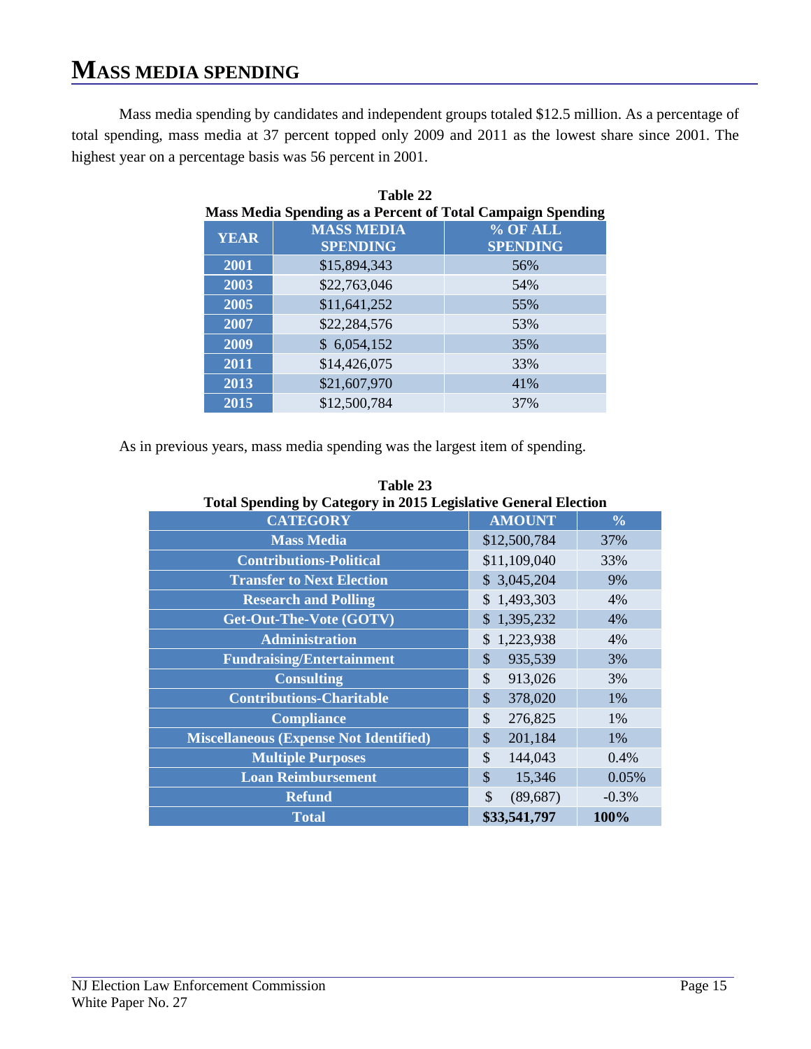# MASS MEDIA SPENDING

Mass media spending by candidates and independent groups totaled $12.5 million. As a percentage of total spending, mass media at 37 percent topped only 2009 and 2011 as the lowest share since 2001. The highest year on a percentage basis was 56 percent in 2001.

**Table 22**
**Mass Media Spending as a Percent of Total Campaign Spending**

| YEAR | MASS MEDIA SPENDING | % OF ALL SPENDING |
|---|---|---|
| 2001 | $15,894,343 | 56% |
| 2003 | $22,763,046 | 54% |
| 2005 | $11,641,252 | 55% |
| 2007 | $22,284,576 | 53% |
| 2009 | $ 6,054,152 | 35% |
| 2011 | $14,426,075 | 33% |
| 2013 | $21,607,970 | 41% |
| 2015 | $12,500,784 | 37% |

As in previous years, mass media spending was the largest item of spending.

**Table 23**
**Total Spending by Category in 2015 Legislative General Election**

| CATEGORY | AMOUNT | % |
|---|---|---|
| Mass Media | $12,500,784 | 37% |
| Contributions-Political | $11,109,040 | 33% |
| Transfer to Next Election | $ 3,045,204 | 9% |
| Research and Polling | $ 1,493,303 | 4% |
| Get-Out-The-Vote (GOTV) | $ 1,395,232 | 4% |
| Administration | $ 1,223,938 | 4% |
| Fundraising/Entertainment | $ 935,539 | 3% |
| Consulting | $ 913,026 | 3% |
| Contributions-Charitable | $ 378,020 | 1% |
| Compliance | $ 276,825 | 1% |
| Miscellaneous (Expense Not Identified) | $ 201,184 | 1% |
| Multiple Purposes | $ 144,043 | 0.4% |
| Loan Reimbursement | $ 15,346 | 0.05% |
| Refund | $ (89,687) | -0.3% |
| **Total** | **$33,541,797** | **100%** |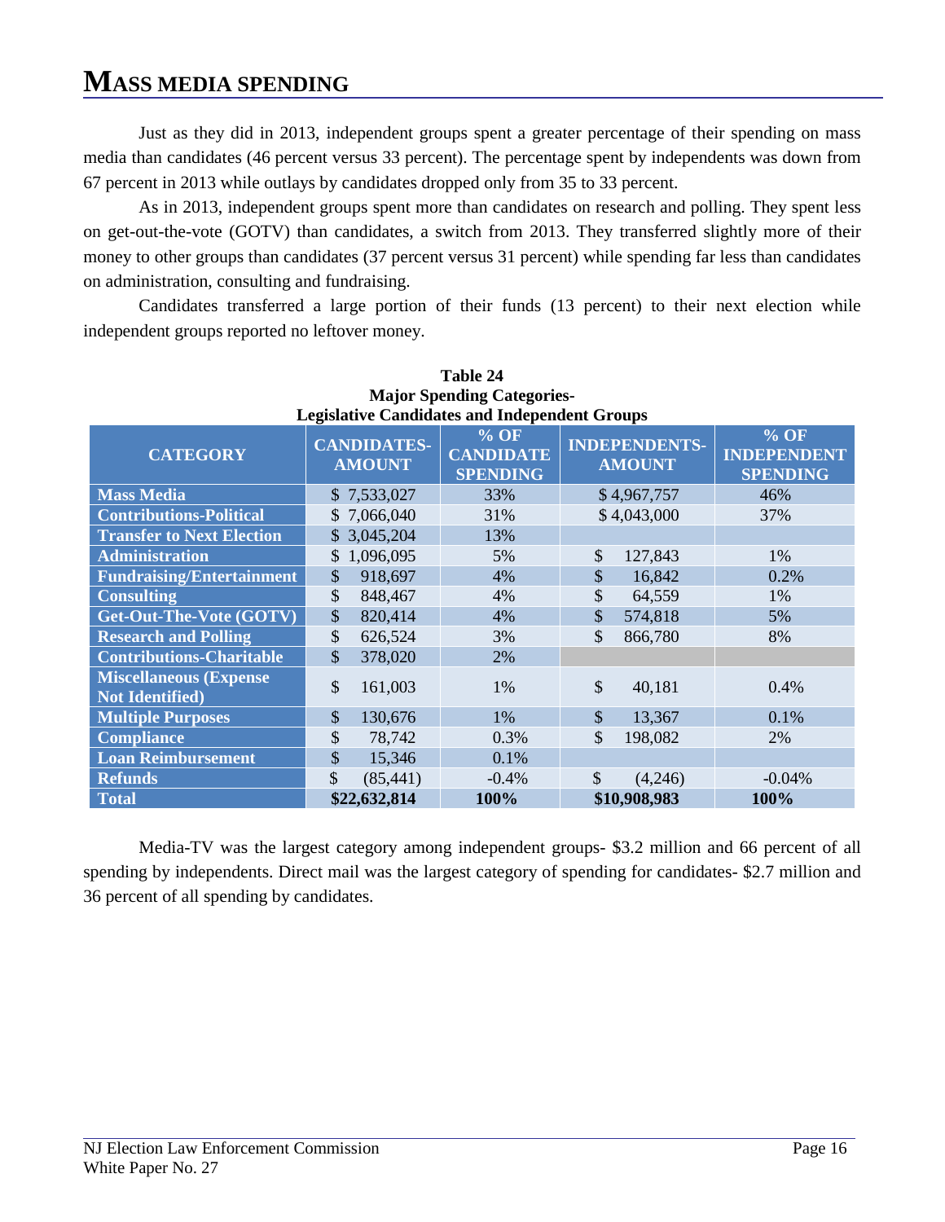# MASS MEDIA SPENDING

Just as they did in 2013, independent groups spent a greater percentage of their spending on mass media than candidates (46 percent versus 33 percent). The percentage spent by independents was down from 67 percent in 2013 while outlays by candidates dropped only from 35 to 33 percent.

As in 2013, independent groups spent more than candidates on research and polling. They spent less on get-out-the-vote (GOTV) than candidates, a switch from 2013. They transferred slightly more of their money to other groups than candidates (37 percent versus 31 percent) while spending far less than candidates on administration, consulting and fundraising.

Candidates transferred a large portion of their funds (13 percent) to their next election while independent groups reported no leftover money.

**Table 24**
**Major Spending Categories-**
**Legislative Candidates and Independent Groups**

| CATEGORY | CANDIDATES-AMOUNT | % OF CANDIDATE SPENDING | INDEPENDENTS-AMOUNT | % OF INDEPENDENT SPENDING |
|---|---|---|---|---|
| Mass Media | $ 7,533,027 | 33% | $ 4,967,757 | 46% |
| Contributions-Political | $ 7,066,040 | 31% | $ 4,043,000 | 37% |
| Transfer to Next Election | $ 3,045,204 | 13% | | |
| Administration | $ 1,096,095 | 5% | $ 127,843 | 1% |
| Fundraising/Entertainment | $ 918,697 | 4% | $ 16,842 | 0.2% |
| Consulting | $ 848,467 | 4% | $ 64,559 | 1% |
| Get-Out-The-Vote (GOTV) | $ 820,414 | 4% | $ 574,818 | 5% |
| Research and Polling | $ 626,524 | 3% | $ 866,780 | 8% |
| Contributions-Charitable | $ 378,020 | 2% | | |
| Miscellaneous (Expense Not Identified) | $ 161,003 | 1% | $ 40,181 | 0.4% |
| Multiple Purposes | $ 130,676 | 1% | $ 13,367 | 0.1% |
| Compliance | $ 78,742 | 0.3% | $ 198,082 | 2% |
| Loan Reimbursement | $ 15,346 | 0.1% | | |
| Refunds | $ (85,441) | -0.4% | $ (4,246) | -0.04% |
| **Total** | **$22,632,814** | **100%** | **$10,908,983** | **100%** |

Media-TV was the largest category among independent groups- $3.2 million and 66 percent of all spending by independents. Direct mail was the largest category of spending for candidates- $2.7 million and 36 percent of all spending by candidates.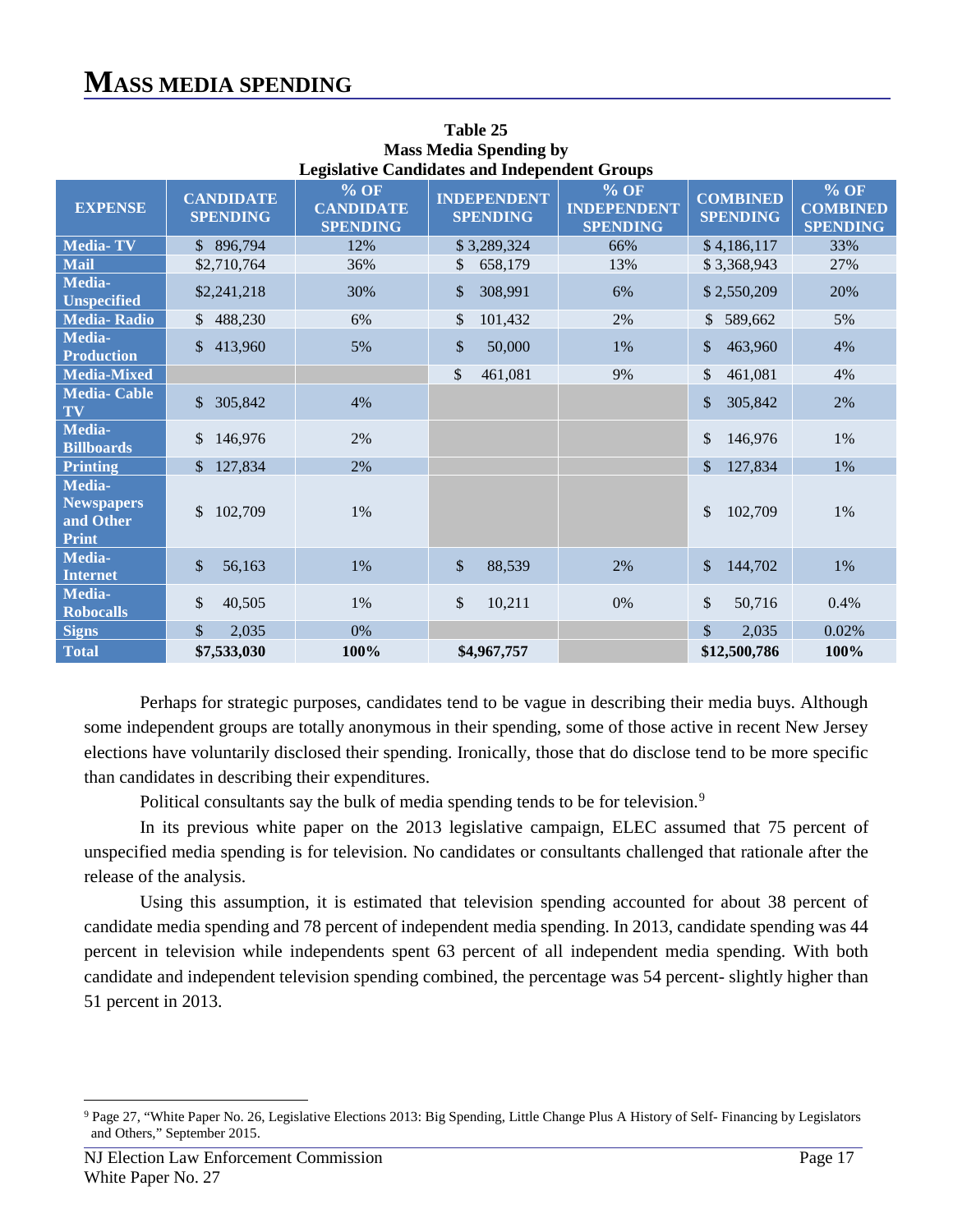# MASS MEDIA SPENDING

**Table 25**
**Mass Media Spending by**
**Legislative Candidates and Independent Groups**

| EXPENSE | CANDIDATE SPENDING | % OF CANDIDATE SPENDING | INDEPENDENT SPENDING | % OF INDEPENDENT SPENDING | COMBINED SPENDING | % OF COMBINED SPENDING |
|---|---|---|---|---|---|---|
| Media- TV | $ 896,794 | 12% | $ 3,289,324 | 66% | $ 4,186,117 | 33% |
| Mail | $2,710,764 | 36% | $ 658,179 | 13% | $ 3,368,943 | 27% |
| Media-Unspecified | $2,241,218 | 30% | $ 308,991 | 6% | $ 2,550,209 | 20% |
| Media- Radio | $ 488,230 | 6% | $ 101,432 | 2% | $ 589,662 | 5% |
| Media-Production | $ 413,960 | 5% | $ 50,000 | 1% | $ 463,960 | 4% |
| Media-Mixed | | | $ 461,081 | 9% | $ 461,081 | 4% |
| Media- Cable TV | $ 305,842 | 4% | | | $ 305,842 | 2% |
| Media-Billboards | $ 146,976 | 2% | | | $ 146,976 | 1% |
| Printing | $ 127,834 | 2% | | | $ 127,834 | 1% |
| Media-Newspapers and Other Print | $ 102,709 | 1% | | | $ 102,709 | 1% |
| Media-Internet | $ 56,163 | 1% | $ 88,539 | 2% | $ 144,702 | 1% |
| Media-Robocalls | $ 40,505 | 1% | $ 10,211 | 0% | $ 50,716 | 0.4% |
| Signs | $ 2,035 | 0% | | | $ 2,035 | 0.02% |
| **Total** | **$7,533,030** | **100%** | **$4,967,757** | | **$12,500,786** | **100%** |

Perhaps for strategic purposes, candidates tend to be vague in describing their media buys. Although some independent groups are totally anonymous in their spending, some of those active in recent New Jersey elections have voluntarily disclosed their spending. Ironically, those that do disclose tend to be more specific than candidates in describing their expenditures.

Political consultants say the bulk of media spending tends to be for television.[9]

In its previous white paper on the 2013 legislative campaign, ELEC assumed that 75 percent of unspecified media spending is for television. No candidates or consultants challenged that rationale after the release of the analysis.

Using this assumption, it is estimated that television spending accounted for about 38 percent of candidate media spending and 78 percent of independent media spending. In 2013, candidate spending was 44 percent in television while independents spent 63 percent of all independent media spending. With both candidate and independent television spending combined, the percentage was 54 percent- slightly higher than 51 percent in 2013.

[9] Page 27, "White Paper No. 26, Legislative Elections 2013: Big Spending, Little Change Plus A History of Self- Financing by Legislators and Others," September 2015.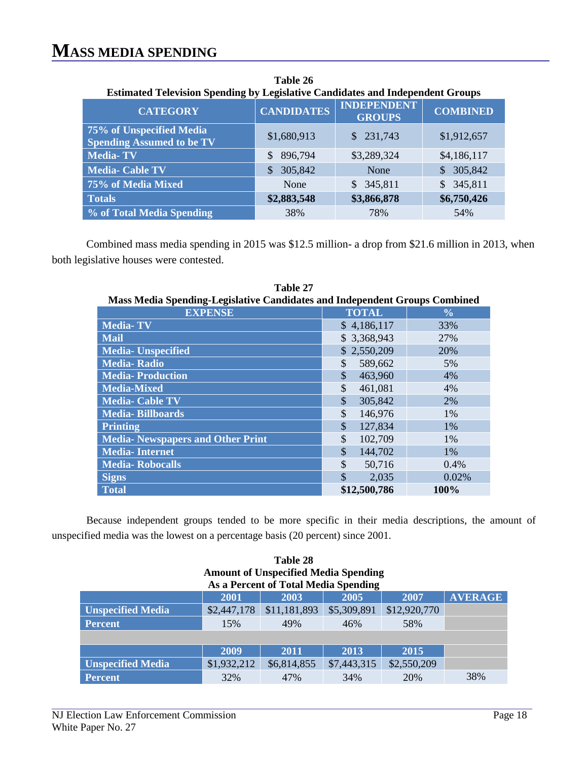# MASS MEDIA SPENDING

**Table 26**
**Estimated Television Spending by Legislative Candidates and Independent Groups**

| CATEGORY | CANDIDATES | INDEPENDENT GROUPS | COMBINED |
|---|---|---|---|
| 75% of Unspecified Media Spending Assumed to be TV | $1,680,913 | $ 231,743 | $1,912,657 |
| Media- TV | $ 896,794 | $3,289,324 | $4,186,117 |
| Media- Cable TV | $ 305,842 | None | $ 305,842 |
| 75% of Media Mixed | None | $ 345,811 | $ 345,811 |
| **Totals** | **$2,883,548** | **$3,866,878** | **$6,750,426** |
| % of Total Media Spending | 38% | 78% | 54% |

Combined mass media spending in 2015 was $12.5 million- a drop from $21.6 million in 2013, when both legislative houses were contested.

**Table 27**
**Mass Media Spending-Legislative Candidates and Independent Groups Combined**

| EXPENSE | TOTAL | % |
|---|---|---|
| Media- TV | $ 4,186,117 | 33% |
| Mail | $ 3,368,943 | 27% |
| Media- Unspecified | $ 2,550,209 | 20% |
| Media- Radio | $ 589,662 | 5% |
| Media- Production | $ 463,960 | 4% |
| Media-Mixed | $ 461,081 | 4% |
| Media- Cable TV | $ 305,842 | 2% |
| Media- Billboards | $ 146,976 | 1% |
| Printing | $ 127,834 | 1% |
| Media- Newspapers and Other Print | $ 102,709 | 1% |
| Media- Internet | $ 144,702 | 1% |
| Media- Robocalls | $ 50,716 | 0.4% |
| Signs | $ 2,035 | 0.02% |
| **Total** | **$12,500,786** | **100%** |

Because independent groups tended to be more specific in their media descriptions, the amount of unspecified media was the lowest on a percentage basis (20 percent) since 2001.

**Table 28**
**Amount of Unspecified Media Spending**
**As a Percent of Total Media Spending**

| | 2001 | 2003 | 2005 | 2007 | AVERAGE |
|---|---|---|---|---|---|
| Unspecified Media | $2,447,178 | $11,181,893 | $5,309,891 | $12,920,770 | |
| Percent | 15% | 49% | 46% | 58% | |
| | | | | | |
| | 2009 | 2011 | 2013 | 2015 | |
| Unspecified Media | $1,932,212 | $6,814,855 | $7,443,315 | $2,550,209 | |
| Percent | 32% | 47% | 34% | 20% | 38% |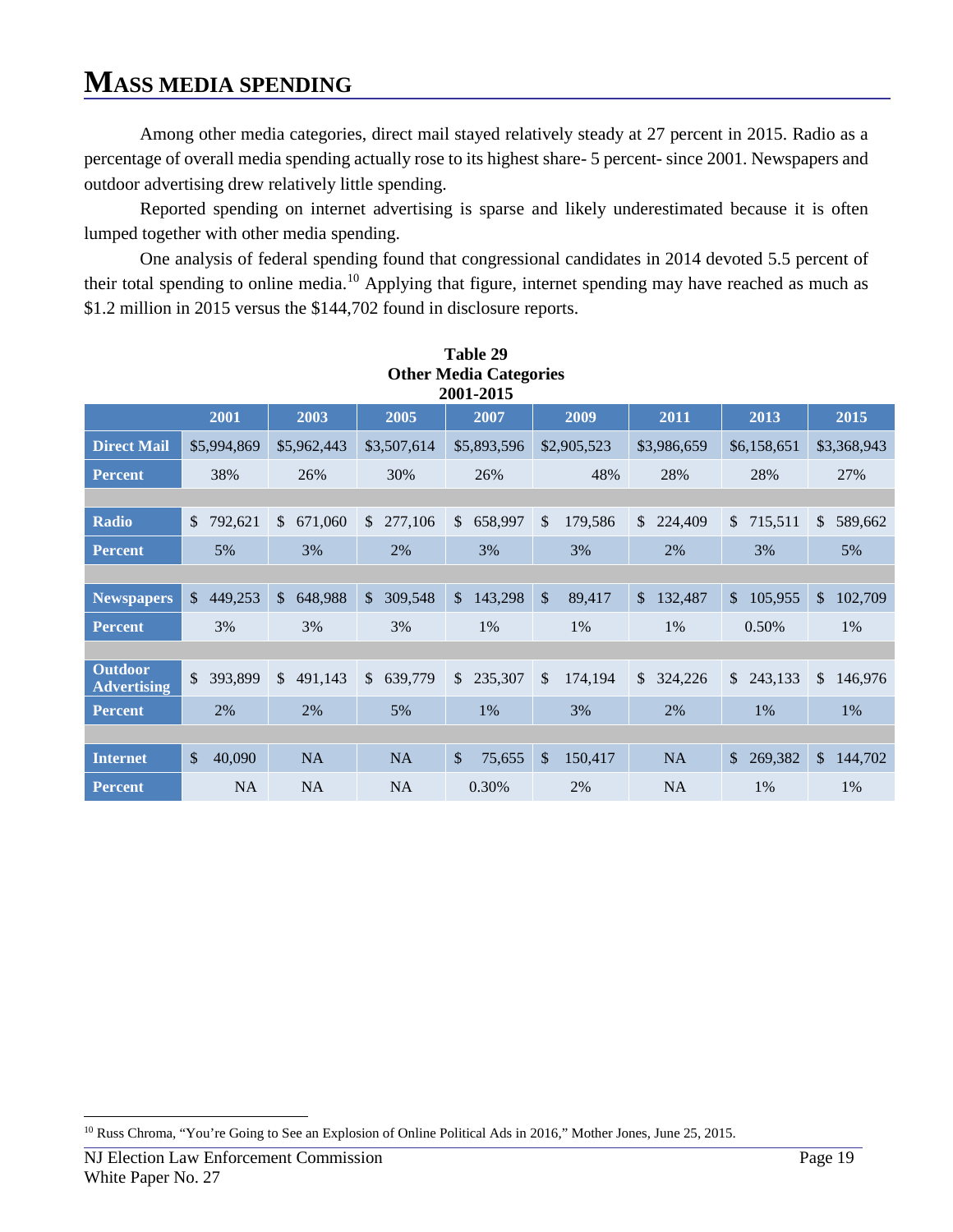# MASS MEDIA SPENDING

Among other media categories, direct mail stayed relatively steady at 27 percent in 2015. Radio as a percentage of overall media spending actually rose to its highest share- 5 percent- since 2001. Newspapers and outdoor advertising drew relatively little spending.

Reported spending on internet advertising is sparse and likely underestimated because it is often lumped together with other media spending.

One analysis of federal spending found that congressional candidates in 2014 devoted 5.5 percent of their total spending to online media.[10] Applying that figure, internet spending may have reached as much as $1.2 million in 2015 versus the $144,702 found in disclosure reports.

**Table 29**
**Other Media Categories**
**2001-2015**

| | 2001 | 2003 | 2005 | 2007 | 2009 | 2011 | 2013 | 2015 |
|---|---|---|---|---|---|---|---|---|
| **Direct Mail** | $5,994,869 | $5,962,443 | $3,507,614 | $5,893,596 | $2,905,523 | $3,986,659 | $6,158,651 | $3,368,943 |
| **Percent** | 38% | 26% | 30% | 26% | 48% | 28% | 28% | 27% |
| | | | | | | | | |
| **Radio** | $ 792,621 | $ 671,060 | $ 277,106 | $ 658,997 | $ 179,586 | $ 224,409 | $ 715,511 | $ 589,662 |
| **Percent** | 5% | 3% | 2% | 3% | 3% | 2% | 3% | 5% |
| | | | | | | | | |
| **Newspapers** | $ 449,253 | $ 648,988 | $ 309,548 | $ 143,298 | $ 89,417 | $ 132,487 | $ 105,955 | $ 102,709 |
| **Percent** | 3% | 3% | 3% | 1% | 1% | 1% | 0.50% | 1% |
| | | | | | | | | |
| **Outdoor Advertising** | $ 393,899 | $ 491,143 | $ 639,779 | $ 235,307 | $ 174,194 | $ 324,226 | $ 243,133 | $ 146,976 |
| **Percent** | 2% | 2% | 5% | 1% | 3% | 2% | 1% | 1% |
| | | | | | | | | |
| **Internet** | $ 40,090 | NA | NA | $ 75,655 | $ 150,417 | NA | $ 269,382 | $ 144,702 |
| **Percent** | NA | NA | NA | 0.30% | 2% | NA | 1% | 1% |

[10] Russ Chroma, "You're Going to See an Explosion of Online Political Ads in 2016," Mother Jones, June 25, 2015.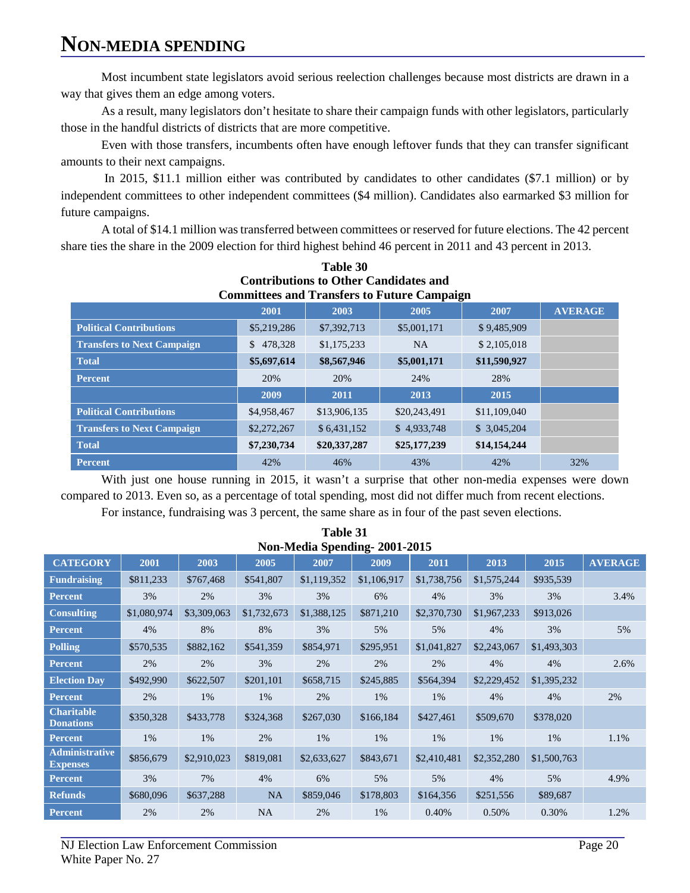# NON-MEDIA SPENDING

Most incumbent state legislators avoid serious reelection challenges because most districts are drawn in a way that gives them an edge among voters.

As a result, many legislators don't hesitate to share their campaign funds with other legislators, particularly those in the handful districts of districts that are more competitive.

Even with those transfers, incumbents often have enough leftover funds that they can transfer significant amounts to their next campaigns.

In 2015, $11.1 million either was contributed by candidates to other candidates ($7.1 million) or by independent committees to other independent committees ($4 million). Candidates also earmarked $3 million for future campaigns.

A total of $14.1 million was transferred between committees or reserved for future elections. The 42 percent share ties the share in the 2009 election for third highest behind 46 percent in 2011 and 43 percent in 2013.

**Table 30**
**Contributions to Other Candidates and Committees and Transfers to Future Campaign**

| | 2001 | 2003 | 2005 | 2007 | AVERAGE |
|---|---|---|---|---|---|
| **Political Contributions** | $5,219,286 | $7,392,713 | $5,001,171 | $ 9,485,909 | |
| **Transfers to Next Campaign** | $ 478,328 | $1,175,233 | NA | $ 2,105,018 | |
| **Total** | **$5,697,614** | **$8,567,946** | **$5,001,171** | **$11,590,927** | |
| **Percent** | 20% | 20% | 24% | 28% | |
| | **2009** | **2011** | **2013** | **2015** | |
| **Political Contributions** | $4,958,467 | $13,906,135 | $20,243,491 | $11,109,040 | |
| **Transfers to Next Campaign** | $2,272,267 | $ 6,431,152 | $ 4,933,748 | $ 3,045,204 | |
| **Total** | **$7,230,734** | **$20,337,287** | **$25,177,239** | **$14,154,244** | |
| **Percent** | 42% | 46% | 43% | 42% | 32% |

With just one house running in 2015, it wasn't a surprise that other non-media expenses were down compared to 2013. Even so, as a percentage of total spending, most did not differ much from recent elections.

For instance, fundraising was 3 percent, the same share as in four of the past seven elections.

**Table 31**
**Non-Media Spending- 2001-2015**

| CATEGORY | 2001 | 2003 | 2005 | 2007 | 2009 | 2011 | 2013 | 2015 | AVERAGE |
|---|---|---|---|---|---|---|---|---|---|
| **Fundraising** | $811,233 | $767,468 | $541,807 | $1,119,352 | $1,106,917 | $1,738,756 | $1,575,244 | $935,539 | |
| **Percent** | 3% | 2% | 3% | 3% | 6% | 4% | 3% | 3% | 3.4% |
| **Consulting** | $1,080,974 | $3,309,063 | $1,732,673 | $1,388,125 | $871,210 | $2,370,730 | $1,967,233 | $913,026 | |
| **Percent** | 4% | 8% | 8% | 3% | 5% | 5% | 4% | 3% | 5% |
| **Polling** | $570,535 | $882,162 | $541,359 | $854,971 | $295,951 | $1,041,827 | $2,243,067 | $1,493,303 | |
| **Percent** | 2% | 2% | 3% | 2% | 2% | 2% | 4% | 4% | 2.6% |
| **Election Day** | $492,990 | $622,507 | $201,101 | $658,715 | $245,885 | $564,394 | $2,229,452 | $1,395,232 | |
| **Percent** | 2% | 1% | 1% | 2% | 1% | 1% | 4% | 4% | 2% |
| **Charitable Donations** | $350,328 | $433,778 | $324,368 | $267,030 | $166,184 | $427,461 | $509,670 | $378,020 | |
| **Percent** | 1% | 1% | 2% | 1% | 1% | 1% | 1% | 1% | 1.1% |
| **Administrative Expenses** | $856,679 | $2,910,023 | $819,081 | $2,633,627 | $843,671 | $2,410,481 | $2,352,280 | $1,500,763 | |
| **Percent** | 3% | 7% | 4% | 6% | 5% | 5% | 4% | 5% | 4.9% |
| **Refunds** | $680,096 | $637,288 | NA | $859,046 | $178,803 | $164,356 | $251,556 | $89,687 | |
| **Percent** | 2% | 2% | NA | 2% | 1% | 0.40% | 0.50% | 0.30% | 1.2% |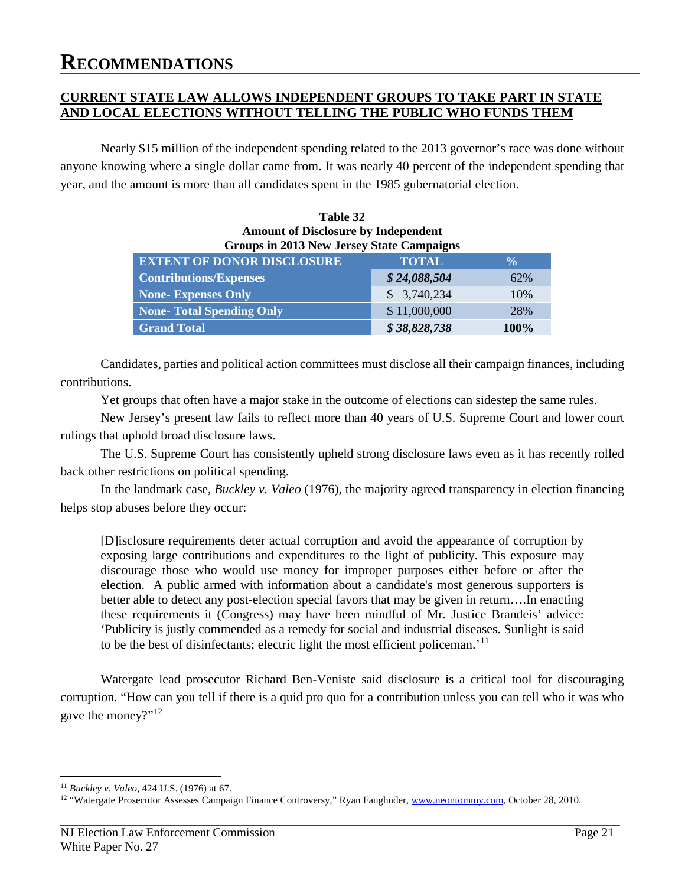# RECOMMENDATIONS

## CURRENT STATE LAW ALLOWS INDEPENDENT GROUPS TO TAKE PART IN STATE AND LOCAL ELECTIONS WITHOUT TELLING THE PUBLIC WHO FUNDS THEM

Nearly $15 million of the independent spending related to the 2013 governor's race was done without anyone knowing where a single dollar came from. It was nearly 40 percent of the independent spending that year, and the amount is more than all candidates spent in the 1985 gubernatorial election.

**Table 32**
**Amount of Disclosure by Independent Groups in 2013 New Jersey State Campaigns**

| EXTENT OF DONOR DISCLOSURE | TOTAL | % |
|---|---|---|
| Contributions/Expenses | ***$ 24,088,504*** | 62% |
| None- Expenses Only | $ 3,740,234 | 10% |
| None- Total Spending Only | $ 11,000,000 | 28% |
| **Grand Total** | ***$ 38,828,738*** | **100%** |

Candidates, parties and political action committees must disclose all their campaign finances, including contributions.

Yet groups that often have a major stake in the outcome of elections can sidestep the same rules.

New Jersey's present law fails to reflect more than 40 years of U.S. Supreme Court and lower court rulings that uphold broad disclosure laws.

The U.S. Supreme Court has consistently upheld strong disclosure laws even as it has recently rolled back other restrictions on political spending.

In the landmark case, *Buckley v. Valeo* (1976), the majority agreed transparency in election financing helps stop abuses before they occur:

> [D]isclosure requirements deter actual corruption and avoid the appearance of corruption by exposing large contributions and expenditures to the light of publicity. This exposure may discourage those who would use money for improper purposes either before or after the election. A public armed with information about a candidate's most generous supporters is better able to detect any post-election special favors that may be given in return….In enacting these requirements it (Congress) may have been mindful of Mr. Justice Brandeis' advice: 'Publicity is justly commended as a remedy for social and industrial diseases. Sunlight is said to be the best of disinfectants; electric light the most efficient policeman.'[11]

Watergate lead prosecutor Richard Ben-Veniste said disclosure is a critical tool for discouraging corruption. "How can you tell if there is a quid pro quo for a contribution unless you can tell who it was who gave the money?"[12]

---

[11] *Buckley v. Valeo*, 424 U.S. (1976) at 67.

[12] "Watergate Prosecutor Assesses Campaign Finance Controversy," Ryan Faughnder, www.neontommy.com, October 28, 2010.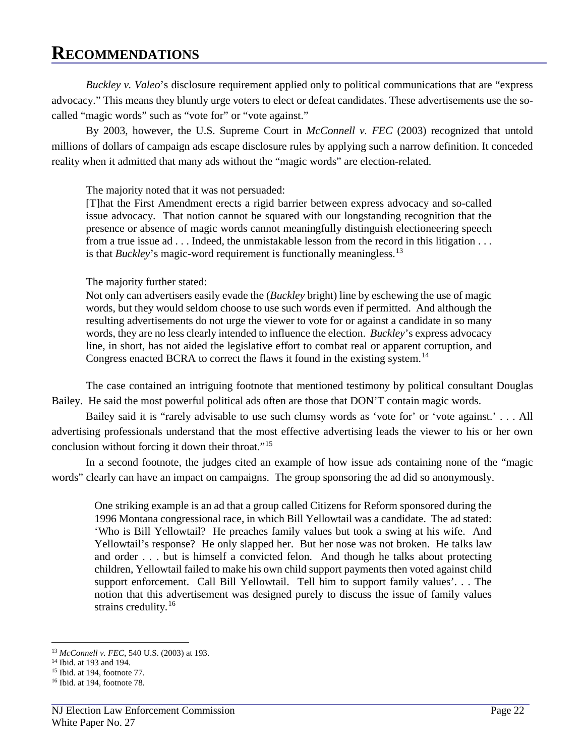# Recommendations

*Buckley v. Valeo*'s disclosure requirement applied only to political communications that are "express advocacy." This means they bluntly urge voters to elect or defeat candidates. These advertisements use the so-called "magic words" such as "vote for" or "vote against."

By 2003, however, the U.S. Supreme Court in *McConnell v. FEC* (2003) recognized that untold millions of dollars of campaign ads escape disclosure rules by applying such a narrow definition. It conceded reality when it admitted that many ads without the "magic words" are election-related.

> The majority noted that it was not persuaded:
> [T]hat the First Amendment erects a rigid barrier between express advocacy and so-called issue advocacy. That notion cannot be squared with our longstanding recognition that the presence or absence of magic words cannot meaningfully distinguish electioneering speech from a true issue ad . . . Indeed, the unmistakable lesson from the record in this litigation . . . is that *Buckley*'s magic-word requirement is functionally meaningless.[13]

> The majority further stated:
> Not only can advertisers easily evade the (*Buckley* bright) line by eschewing the use of magic words, but they would seldom choose to use such words even if permitted. And although the resulting advertisements do not urge the viewer to vote for or against a candidate in so many words, they are no less clearly intended to influence the election. *Buckley*'s express advocacy line, in short, has not aided the legislative effort to combat real or apparent corruption, and Congress enacted BCRA to correct the flaws it found in the existing system.[14]

The case contained an intriguing footnote that mentioned testimony by political consultant Douglas Bailey. He said the most powerful political ads often are those that DON'T contain magic words.

Bailey said it is "rarely advisable to use such clumsy words as 'vote for' or 'vote against.' . . . All advertising professionals understand that the most effective advertising leads the viewer to his or her own conclusion without forcing it down their throat."[15]

In a second footnote, the judges cited an example of how issue ads containing none of the "magic words" clearly can have an impact on campaigns. The group sponsoring the ad did so anonymously.

> One striking example is an ad that a group called Citizens for Reform sponsored during the 1996 Montana congressional race, in which Bill Yellowtail was a candidate. The ad stated: 'Who is Bill Yellowtail? He preaches family values but took a swing at his wife. And Yellowtail's response? He only slapped her. But her nose was not broken. He talks law and order . . . but is himself a convicted felon. And though he talks about protecting children, Yellowtail failed to make his own child support payments then voted against child support enforcement. Call Bill Yellowtail. Tell him to support family values'. . . The notion that this advertisement was designed purely to discuss the issue of family values strains credulity.[16]

---

[13] *McConnell v. FEC*, 540 U.S. (2003) at 193.
[14] Ibid. at 193 and 194.
[15] Ibid. at 194, footnote 77.
[16] Ibid. at 194, footnote 78.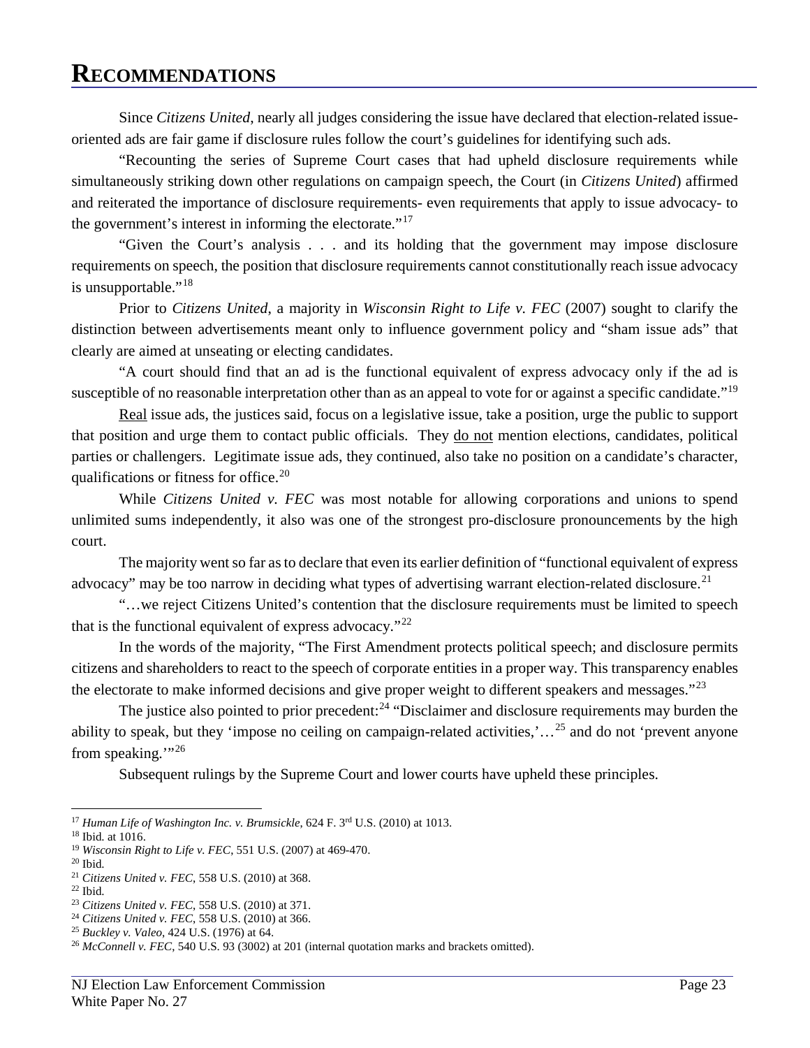# RECOMMENDATIONS

Since *Citizens United*, nearly all judges considering the issue have declared that election-related issue-oriented ads are fair game if disclosure rules follow the court's guidelines for identifying such ads.

"Recounting the series of Supreme Court cases that had upheld disclosure requirements while simultaneously striking down other regulations on campaign speech, the Court (in *Citizens United*) affirmed and reiterated the importance of disclosure requirements- even requirements that apply to issue advocacy- to the government's interest in informing the electorate."[17]

"Given the Court's analysis . . . and its holding that the government may impose disclosure requirements on speech, the position that disclosure requirements cannot constitutionally reach issue advocacy is unsupportable."[18]

Prior to *Citizens United*, a majority in *Wisconsin Right to Life v. FEC* (2007) sought to clarify the distinction between advertisements meant only to influence government policy and "sham issue ads" that clearly are aimed at unseating or electing candidates.

"A court should find that an ad is the functional equivalent of express advocacy only if the ad is susceptible of no reasonable interpretation other than as an appeal to vote for or against a specific candidate."[19]

<u>Real</u> issue ads, the justices said, focus on a legislative issue, take a position, urge the public to support that position and urge them to contact public officials. They <u>do not</u> mention elections, candidates, political parties or challengers. Legitimate issue ads, they continued, also take no position on a candidate's character, qualifications or fitness for office.[20]

While *Citizens United v. FEC* was most notable for allowing corporations and unions to spend unlimited sums independently, it also was one of the strongest pro-disclosure pronouncements by the high court.

The majority went so far as to declare that even its earlier definition of "functional equivalent of express advocacy" may be too narrow in deciding what types of advertising warrant election-related disclosure.[21]

"…we reject Citizens United's contention that the disclosure requirements must be limited to speech that is the functional equivalent of express advocacy."[22]

In the words of the majority, "The First Amendment protects political speech; and disclosure permits citizens and shareholders to react to the speech of corporate entities in a proper way. This transparency enables the electorate to make informed decisions and give proper weight to different speakers and messages."[23]

The justice also pointed to prior precedent:[24] "Disclaimer and disclosure requirements may burden the ability to speak, but they 'impose no ceiling on campaign-related activities,'…[25] and do not 'prevent anyone from speaking.'"[26]

Subsequent rulings by the Supreme Court and lower courts have upheld these principles.

---

[17] *Human Life of Washington Inc. v. Brumsickle*, 624 F. 3rd U.S. (2010) at 1013.
[18] Ibid. at 1016.
[19] *Wisconsin Right to Life v. FEC*, 551 U.S. (2007) at 469-470.
[20] Ibid.
[21] *Citizens United v. FEC*, 558 U.S. (2010) at 368.
[22] Ibid.
[23] *Citizens United v. FEC*, 558 U.S. (2010) at 371.
[24] *Citizens United v. FEC*, 558 U.S. (2010) at 366.
[25] *Buckley v. Valeo*, 424 U.S. (1976) at 64.
[26] *McConnell v. FEC*, 540 U.S. 93 (3002) at 201 (internal quotation marks and brackets omitted).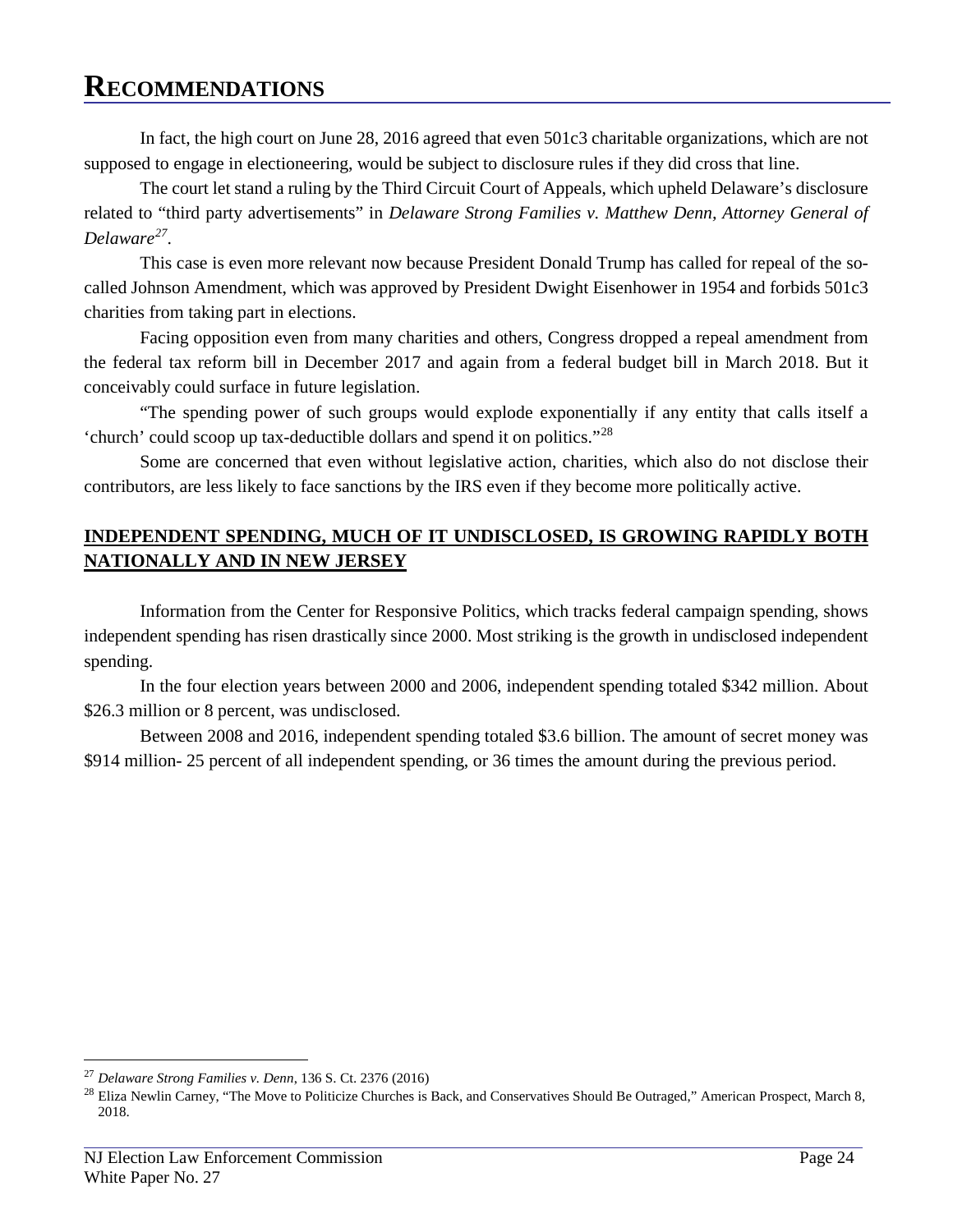# RECOMMENDATIONS

In fact, the high court on June 28, 2016 agreed that even 501c3 charitable organizations, which are not supposed to engage in electioneering, would be subject to disclosure rules if they did cross that line.

The court let stand a ruling by the Third Circuit Court of Appeals, which upheld Delaware's disclosure related to "third party advertisements" in *Delaware Strong Families v. Matthew Denn, Attorney General of Delaware*[27].

This case is even more relevant now because President Donald Trump has called for repeal of the so-called Johnson Amendment, which was approved by President Dwight Eisenhower in 1954 and forbids 501c3 charities from taking part in elections.

Facing opposition even from many charities and others, Congress dropped a repeal amendment from the federal tax reform bill in December 2017 and again from a federal budget bill in March 2018. But it conceivably could surface in future legislation.

"The spending power of such groups would explode exponentially if any entity that calls itself a 'church' could scoop up tax-deductible dollars and spend it on politics."[28]

Some are concerned that even without legislative action, charities, which also do not disclose their contributors, are less likely to face sanctions by the IRS even if they become more politically active.

## INDEPENDENT SPENDING, MUCH OF IT UNDISCLOSED, IS GROWING RAPIDLY BOTH NATIONALLY AND IN NEW JERSEY

Information from the Center for Responsive Politics, which tracks federal campaign spending, shows independent spending has risen drastically since 2000. Most striking is the growth in undisclosed independent spending.

In the four election years between 2000 and 2006, independent spending totaled $342 million. About $26.3 million or 8 percent, was undisclosed.

Between 2008 and 2016, independent spending totaled $3.6 billion. The amount of secret money was $914 million- 25 percent of all independent spending, or 36 times the amount during the previous period.

---

[27] *Delaware Strong Families v. Denn*, 136 S. Ct. 2376 (2016)

[28] Eliza Newlin Carney, "The Move to Politicize Churches is Back, and Conservatives Should Be Outraged," American Prospect, March 8, 2018.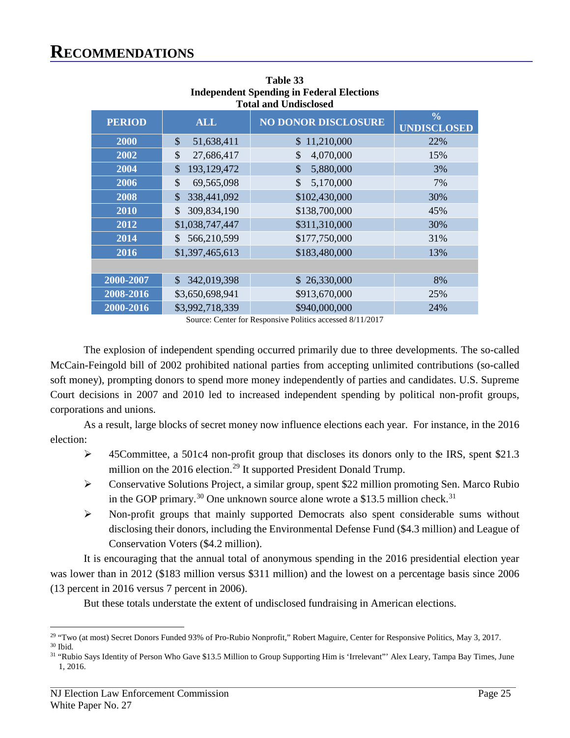# RECOMMENDATIONS

**Table 33**
**Independent Spending in Federal Elections**
**Total and Undisclosed**

| PERIOD | ALL | NO DONOR DISCLOSURE | % UNDISCLOSED |
|---|---|---|---|
| 2000 | $ 51,638,411 | $ 11,210,000 | 22% |
| 2002 | $ 27,686,417 | $ 4,070,000 | 15% |
| 2004 | $ 193,129,472 | $ 5,880,000 | 3% |
| 2006 | $ 69,565,098 | $ 5,170,000 | 7% |
| 2008 | $ 338,441,092 | $102,430,000 | 30% |
| 2010 | $ 309,834,190 | $138,700,000 | 45% |
| 2012 | $1,038,747,447 | $311,310,000 | 30% |
| 2014 | $ 566,210,599 | $177,750,000 | 31% |
| 2016 | $1,397,465,613 | $183,480,000 | 13% |
| | | | |
| 2000-2007 | $ 342,019,398 | $ 26,330,000 | 8% |
| 2008-2016 | $3,650,698,941 | $913,670,000 | 25% |
| 2000-2016 | $3,992,718,339 | $940,000,000 | 24% |

Source: Center for Responsive Politics accessed 8/11/2017

The explosion of independent spending occurred primarily due to three developments. The so-called McCain-Feingold bill of 2002 prohibited national parties from accepting unlimited contributions (so-called soft money), prompting donors to spend more money independently of parties and candidates. U.S. Supreme Court decisions in 2007 and 2010 led to increased independent spending by political non-profit groups, corporations and unions.

As a result, large blocks of secret money now influence elections each year. For instance, in the 2016 election:

- 45Committee, a 501c4 non-profit group that discloses its donors only to the IRS, spent $21.3 million on the 2016 election.[29] It supported President Donald Trump.
- Conservative Solutions Project, a similar group, spent $22 million promoting Sen. Marco Rubio in the GOP primary.[30] One unknown source alone wrote a $13.5 million check.[31]
- Non-profit groups that mainly supported Democrats also spent considerable sums without disclosing their donors, including the Environmental Defense Fund ($4.3 million) and League of Conservation Voters ($4.2 million).

It is encouraging that the annual total of anonymous spending in the 2016 presidential election year was lower than in 2012 ($183 million versus $311 million) and the lowest on a percentage basis since 2006 (13 percent in 2016 versus 7 percent in 2006).

But these totals understate the extent of undisclosed fundraising in American elections.

[29] "Two (at most) Secret Donors Funded 93% of Pro-Rubio Nonprofit," Robert Maguire, Center for Responsive Politics, May 3, 2017.
[30] Ibid.
[31] "Rubio Says Identity of Person Who Gave $13.5 Million to Group Supporting Him is 'Irrelevant"' Alex Leary, Tampa Bay Times, June 1, 2016.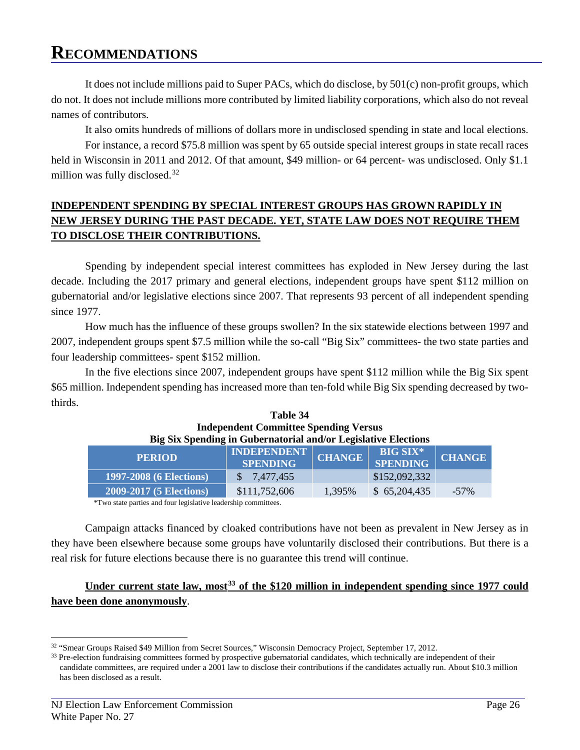# RECOMMENDATIONS

It does not include millions paid to Super PACs, which do disclose, by 501(c) non-profit groups, which do not. It does not include millions more contributed by limited liability corporations, which also do not reveal names of contributors.

It also omits hundreds of millions of dollars more in undisclosed spending in state and local elections.

For instance, a record $75.8 million was spent by 65 outside special interest groups in state recall races held in Wisconsin in 2011 and 2012. Of that amount, $49 million- or 64 percent- was undisclosed. Only $1.1 million was fully disclosed.[32]

**INDEPENDENT SPENDING BY SPECIAL INTEREST GROUPS HAS GROWN RAPIDLY IN NEW JERSEY DURING THE PAST DECADE. YET, STATE LAW DOES NOT REQUIRE THEM TO DISCLOSE THEIR CONTRIBUTIONS.**

Spending by independent special interest committees has exploded in New Jersey during the last decade. Including the 2017 primary and general elections, independent groups have spent $112 million on gubernatorial and/or legislative elections since 2007. That represents 93 percent of all independent spending since 1977.

How much has the influence of these groups swollen? In the six statewide elections between 1997 and 2007, independent groups spent $7.5 million while the so-call "Big Six" committees- the two state parties and four leadership committees- spent $152 million.

In the five elections since 2007, independent groups have spent $112 million while the Big Six spent $65 million. Independent spending has increased more than ten-fold while Big Six spending decreased by two-thirds.

**Table 34**
**Independent Committee Spending Versus**
**Big Six Spending in Gubernatorial and/or Legislative Elections**

| PERIOD | INDEPENDENT SPENDING | CHANGE | BIG SIX* SPENDING | CHANGE |
|---|---|---|---|---|
| 1997-2008 (6 Elections) | $ 7,477,455 | | $152,092,332 | |
| 2009-2017 (5 Elections) | $111,752,606 | 1,395% | $ 65,204,435 | -57% |

*Two state parties and four legislative leadership committees.

Campaign attacks financed by cloaked contributions have not been as prevalent in New Jersey as in they have been elsewhere because some groups have voluntarily disclosed their contributions. But there is a real risk for future elections because there is no guarantee this trend will continue.

**Under current state law, most[33] of the $120 million in independent spending since 1977 could have been done anonymously**.

[32] "Smear Groups Raised $49 Million from Secret Sources," Wisconsin Democracy Project, September 17, 2012.

[33] Pre-election fundraising committees formed by prospective gubernatorial candidates, which technically are independent of their candidate committees, are required under a 2001 law to disclose their contributions if the candidates actually run. About $10.3 million has been disclosed as a result.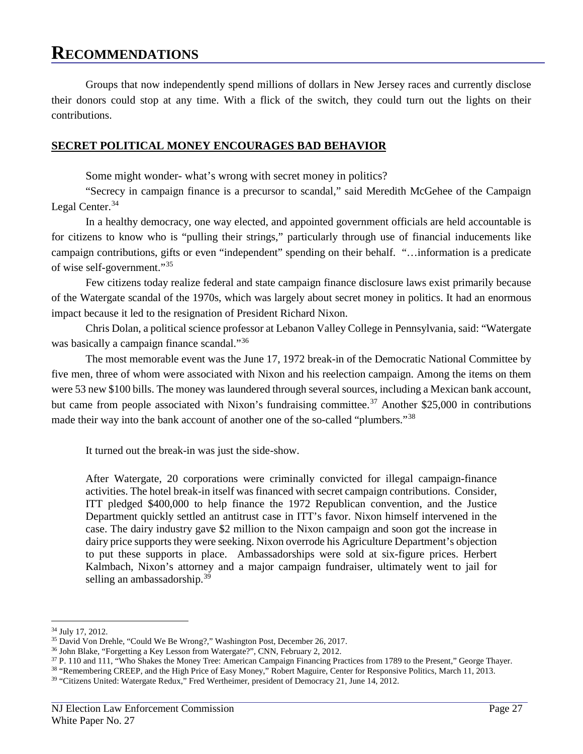# RECOMMENDATIONS

Groups that now independently spend millions of dollars in New Jersey races and currently disclose their donors could stop at any time. With a flick of the switch, they could turn out the lights on their contributions.

## SECRET POLITICAL MONEY ENCOURAGES BAD BEHAVIOR

Some might wonder- what's wrong with secret money in politics?

"Secrecy in campaign finance is a precursor to scandal," said Meredith McGehee of the Campaign Legal Center.[34]

In a healthy democracy, one way elected, and appointed government officials are held accountable is for citizens to know who is "pulling their strings," particularly through use of financial inducements like campaign contributions, gifts or even "independent" spending on their behalf. "…information is a predicate of wise self-government."[35]

Few citizens today realize federal and state campaign finance disclosure laws exist primarily because of the Watergate scandal of the 1970s, which was largely about secret money in politics. It had an enormous impact because it led to the resignation of President Richard Nixon.

Chris Dolan, a political science professor at Lebanon Valley College in Pennsylvania, said: "Watergate was basically a campaign finance scandal."[36]

The most memorable event was the June 17, 1972 break-in of the Democratic National Committee by five men, three of whom were associated with Nixon and his reelection campaign. Among the items on them were 53 new $100 bills. The money was laundered through several sources, including a Mexican bank account, but came from people associated with Nixon's fundraising committee.[37] Another $25,000 in contributions made their way into the bank account of another one of the so-called "plumbers."[38]

It turned out the break-in was just the side-show.

> After Watergate, 20 corporations were criminally convicted for illegal campaign-finance activities. The hotel break-in itself was financed with secret campaign contributions. Consider, ITT pledged $400,000 to help finance the 1972 Republican convention, and the Justice Department quickly settled an antitrust case in ITT's favor. Nixon himself intervened in the case. The dairy industry gave $2 million to the Nixon campaign and soon got the increase in dairy price supports they were seeking. Nixon overrode his Agriculture Department's objection to put these supports in place. Ambassadorships were sold at six-figure prices. Herbert Kalmbach, Nixon's attorney and a major campaign fundraiser, ultimately went to jail for selling an ambassadorship.[39]

---

[34] July 17, 2012.

[35] David Von Drehle, "Could We Be Wrong?," Washington Post, December 26, 2017.

[36] John Blake, "Forgetting a Key Lesson from Watergate?", CNN, February 2, 2012.

[37] P. 110 and 111, "Who Shakes the Money Tree: American Campaign Financing Practices from 1789 to the Present," George Thayer.

[38] "Remembering CREEP, and the High Price of Easy Money," Robert Maguire, Center for Responsive Politics, March 11, 2013.

[39] "Citizens United: Watergate Redux," Fred Wertheimer, president of Democracy 21, June 14, 2012.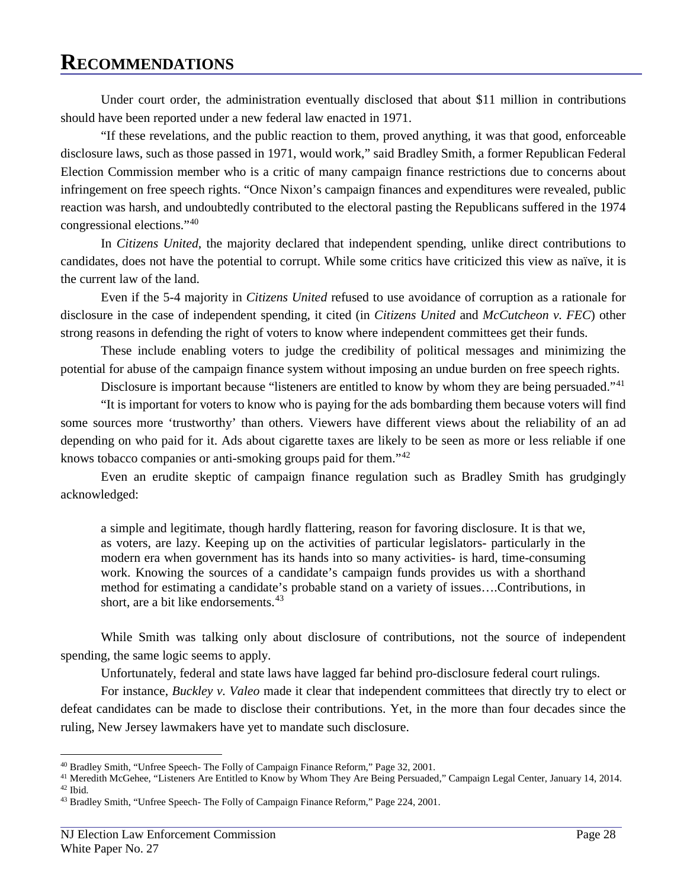# RECOMMENDATIONS

Under court order, the administration eventually disclosed that about $11 million in contributions should have been reported under a new federal law enacted in 1971.

"If these revelations, and the public reaction to them, proved anything, it was that good, enforceable disclosure laws, such as those passed in 1971, would work," said Bradley Smith, a former Republican Federal Election Commission member who is a critic of many campaign finance restrictions due to concerns about infringement on free speech rights. "Once Nixon's campaign finances and expenditures were revealed, public reaction was harsh, and undoubtedly contributed to the electoral pasting the Republicans suffered in the 1974 congressional elections."[40]

In *Citizens United*, the majority declared that independent spending, unlike direct contributions to candidates, does not have the potential to corrupt. While some critics have criticized this view as naïve, it is the current law of the land.

Even if the 5-4 majority in *Citizens United* refused to use avoidance of corruption as a rationale for disclosure in the case of independent spending, it cited (in *Citizens United* and *McCutcheon v. FEC*) other strong reasons in defending the right of voters to know where independent committees get their funds.

These include enabling voters to judge the credibility of political messages and minimizing the potential for abuse of the campaign finance system without imposing an undue burden on free speech rights.

Disclosure is important because "listeners are entitled to know by whom they are being persuaded."[41]

"It is important for voters to know who is paying for the ads bombarding them because voters will find some sources more 'trustworthy' than others. Viewers have different views about the reliability of an ad depending on who paid for it. Ads about cigarette taxes are likely to be seen as more or less reliable if one knows tobacco companies or anti-smoking groups paid for them."[42]

Even an erudite skeptic of campaign finance regulation such as Bradley Smith has grudgingly acknowledged:

> a simple and legitimate, though hardly flattering, reason for favoring disclosure. It is that we, as voters, are lazy. Keeping up on the activities of particular legislators- particularly in the modern era when government has its hands into so many activities- is hard, time-consuming work. Knowing the sources of a candidate's campaign funds provides us with a shorthand method for estimating a candidate's probable stand on a variety of issues….Contributions, in short, are a bit like endorsements.[43]

While Smith was talking only about disclosure of contributions, not the source of independent spending, the same logic seems to apply.

Unfortunately, federal and state laws have lagged far behind pro-disclosure federal court rulings.

For instance, *Buckley v. Valeo* made it clear that independent committees that directly try to elect or defeat candidates can be made to disclose their contributions. Yet, in the more than four decades since the ruling, New Jersey lawmakers have yet to mandate such disclosure.

---

[40] Bradley Smith, "Unfree Speech- The Folly of Campaign Finance Reform," Page 32, 2001.

[41] Meredith McGehee, "Listeners Are Entitled to Know by Whom They Are Being Persuaded," Campaign Legal Center, January 14, 2014.

[42] Ibid.

[43] Bradley Smith, "Unfree Speech- The Folly of Campaign Finance Reform," Page 224, 2001.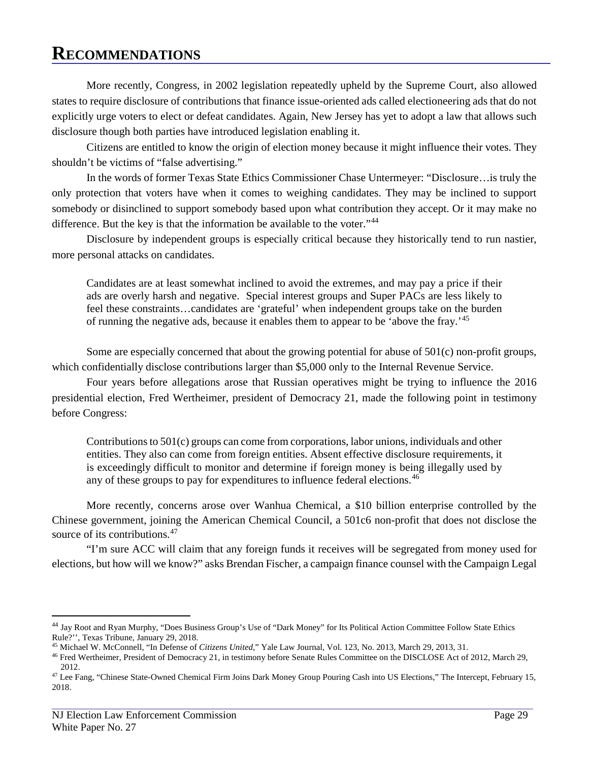# RECOMMENDATIONS

More recently, Congress, in 2002 legislation repeatedly upheld by the Supreme Court, also allowed states to require disclosure of contributions that finance issue-oriented ads called electioneering ads that do not explicitly urge voters to elect or defeat candidates. Again, New Jersey has yet to adopt a law that allows such disclosure though both parties have introduced legislation enabling it.

Citizens are entitled to know the origin of election money because it might influence their votes. They shouldn't be victims of "false advertising."

In the words of former Texas State Ethics Commissioner Chase Untermeyer: "Disclosure…is truly the only protection that voters have when it comes to weighing candidates. They may be inclined to support somebody or disinclined to support somebody based upon what contribution they accept. Or it may make no difference. But the key is that the information be available to the voter."[44]

Disclosure by independent groups is especially critical because they historically tend to run nastier, more personal attacks on candidates.

> Candidates are at least somewhat inclined to avoid the extremes, and may pay a price if their ads are overly harsh and negative. Special interest groups and Super PACs are less likely to feel these constraints…candidates are 'grateful' when independent groups take on the burden of running the negative ads, because it enables them to appear to be 'above the fray.'[45]

Some are especially concerned that about the growing potential for abuse of 501(c) non-profit groups, which confidentially disclose contributions larger than $5,000 only to the Internal Revenue Service.

Four years before allegations arose that Russian operatives might be trying to influence the 2016 presidential election, Fred Wertheimer, president of Democracy 21, made the following point in testimony before Congress:

> Contributions to 501(c) groups can come from corporations, labor unions, individuals and other entities. They also can come from foreign entities. Absent effective disclosure requirements, it is exceedingly difficult to monitor and determine if foreign money is being illegally used by any of these groups to pay for expenditures to influence federal elections.[46]

More recently, concerns arose over Wanhua Chemical, a $10 billion enterprise controlled by the Chinese government, joining the American Chemical Council, a 501c6 non-profit that does not disclose the source of its contributions.[47]

"I'm sure ACC will claim that any foreign funds it receives will be segregated from money used for elections, but how will we know?" asks Brendan Fischer, a campaign finance counsel with the Campaign Legal

---

[44] Jay Root and Ryan Murphy, "Does Business Group's Use of "Dark Money" for Its Political Action Committee Follow State Ethics Rule?'', Texas Tribune, January 29, 2018.

[45] Michael W. McConnell, "In Defense of *Citizens United*," Yale Law Journal, Vol. 123, No. 2013, March 29, 2013, 31.

[46] Fred Wertheimer, President of Democracy 21, in testimony before Senate Rules Committee on the DISCLOSE Act of 2012, March 29, 2012.

[47] Lee Fang, "Chinese State-Owned Chemical Firm Joins Dark Money Group Pouring Cash into US Elections," The Intercept, February 15, 2018.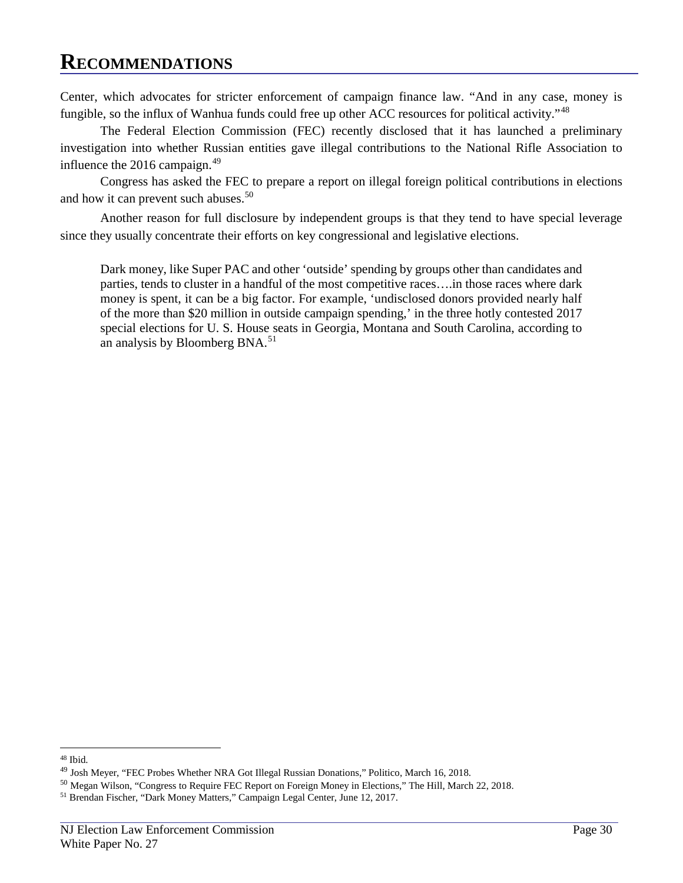# RECOMMENDATIONS

Center, which advocates for stricter enforcement of campaign finance law. "And in any case, money is fungible, so the influx of Wanhua funds could free up other ACC resources for political activity."[48]

The Federal Election Commission (FEC) recently disclosed that it has launched a preliminary investigation into whether Russian entities gave illegal contributions to the National Rifle Association to influence the 2016 campaign.[49]

Congress has asked the FEC to prepare a report on illegal foreign political contributions in elections and how it can prevent such abuses.[50]

Another reason for full disclosure by independent groups is that they tend to have special leverage since they usually concentrate their efforts on key congressional and legislative elections.

> Dark money, like Super PAC and other 'outside' spending by groups other than candidates and parties, tends to cluster in a handful of the most competitive races….in those races where dark money is spent, it can be a big factor. For example, 'undisclosed donors provided nearly half of the more than $20 million in outside campaign spending,' in the three hotly contested 2017 special elections for U. S. House seats in Georgia, Montana and South Carolina, according to an analysis by Bloomberg BNA.[51]

---

[48] Ibid.

[49] Josh Meyer, "FEC Probes Whether NRA Got Illegal Russian Donations," Politico, March 16, 2018.

[50] Megan Wilson, "Congress to Require FEC Report on Foreign Money in Elections," The Hill, March 22, 2018.

[51] Brendan Fischer, "Dark Money Matters," Campaign Legal Center, June 12, 2017.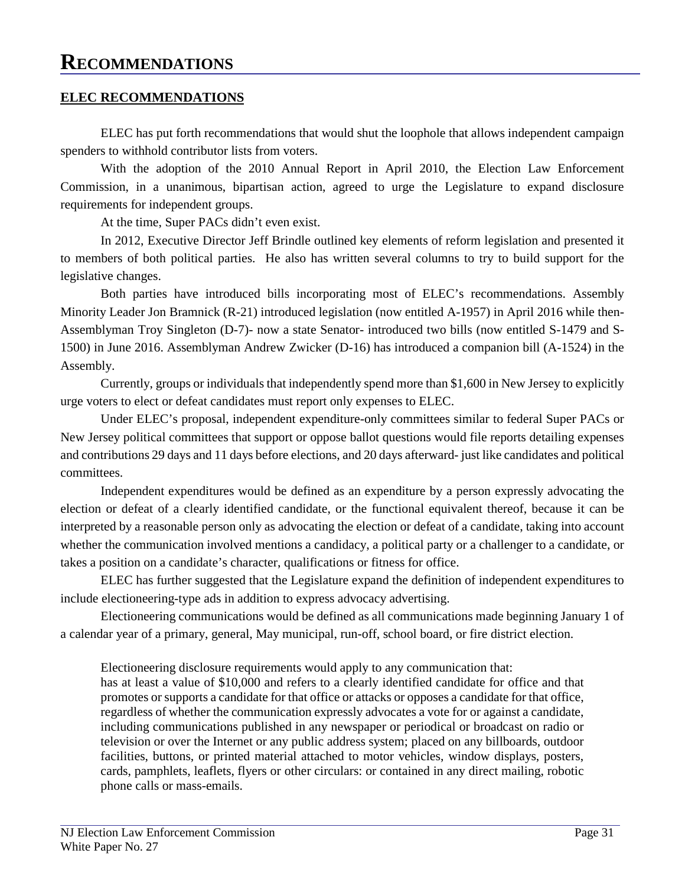# RECOMMENDATIONS

## ELEC RECOMMENDATIONS

ELEC has put forth recommendations that would shut the loophole that allows independent campaign spenders to withhold contributor lists from voters.

With the adoption of the 2010 Annual Report in April 2010, the Election Law Enforcement Commission, in a unanimous, bipartisan action, agreed to urge the Legislature to expand disclosure requirements for independent groups.

At the time, Super PACs didn't even exist.

In 2012, Executive Director Jeff Brindle outlined key elements of reform legislation and presented it to members of both political parties. He also has written several columns to try to build support for the legislative changes.

Both parties have introduced bills incorporating most of ELEC's recommendations. Assembly Minority Leader Jon Bramnick (R-21) introduced legislation (now entitled A-1957) in April 2016 while then-Assemblyman Troy Singleton (D-7)- now a state Senator- introduced two bills (now entitled S-1479 and S-1500) in June 2016. Assemblyman Andrew Zwicker (D-16) has introduced a companion bill (A-1524) in the Assembly.

Currently, groups or individuals that independently spend more than $1,600 in New Jersey to explicitly urge voters to elect or defeat candidates must report only expenses to ELEC.

Under ELEC's proposal, independent expenditure-only committees similar to federal Super PACs or New Jersey political committees that support or oppose ballot questions would file reports detailing expenses and contributions 29 days and 11 days before elections, and 20 days afterward- just like candidates and political committees.

Independent expenditures would be defined as an expenditure by a person expressly advocating the election or defeat of a clearly identified candidate, or the functional equivalent thereof, because it can be interpreted by a reasonable person only as advocating the election or defeat of a candidate, taking into account whether the communication involved mentions a candidacy, a political party or a challenger to a candidate, or takes a position on a candidate's character, qualifications or fitness for office.

ELEC has further suggested that the Legislature expand the definition of independent expenditures to include electioneering-type ads in addition to express advocacy advertising.

Electioneering communications would be defined as all communications made beginning January 1 of a calendar year of a primary, general, May municipal, run-off, school board, or fire district election.

> Electioneering disclosure requirements would apply to any communication that:
> has at least a value of $10,000 and refers to a clearly identified candidate for office and that promotes or supports a candidate for that office or attacks or opposes a candidate for that office, regardless of whether the communication expressly advocates a vote for or against a candidate, including communications published in any newspaper or periodical or broadcast on radio or television or over the Internet or any public address system; placed on any billboards, outdoor facilities, buttons, or printed material attached to motor vehicles, window displays, posters, cards, pamphlets, leaflets, flyers or other circulars: or contained in any direct mailing, robotic phone calls or mass-emails.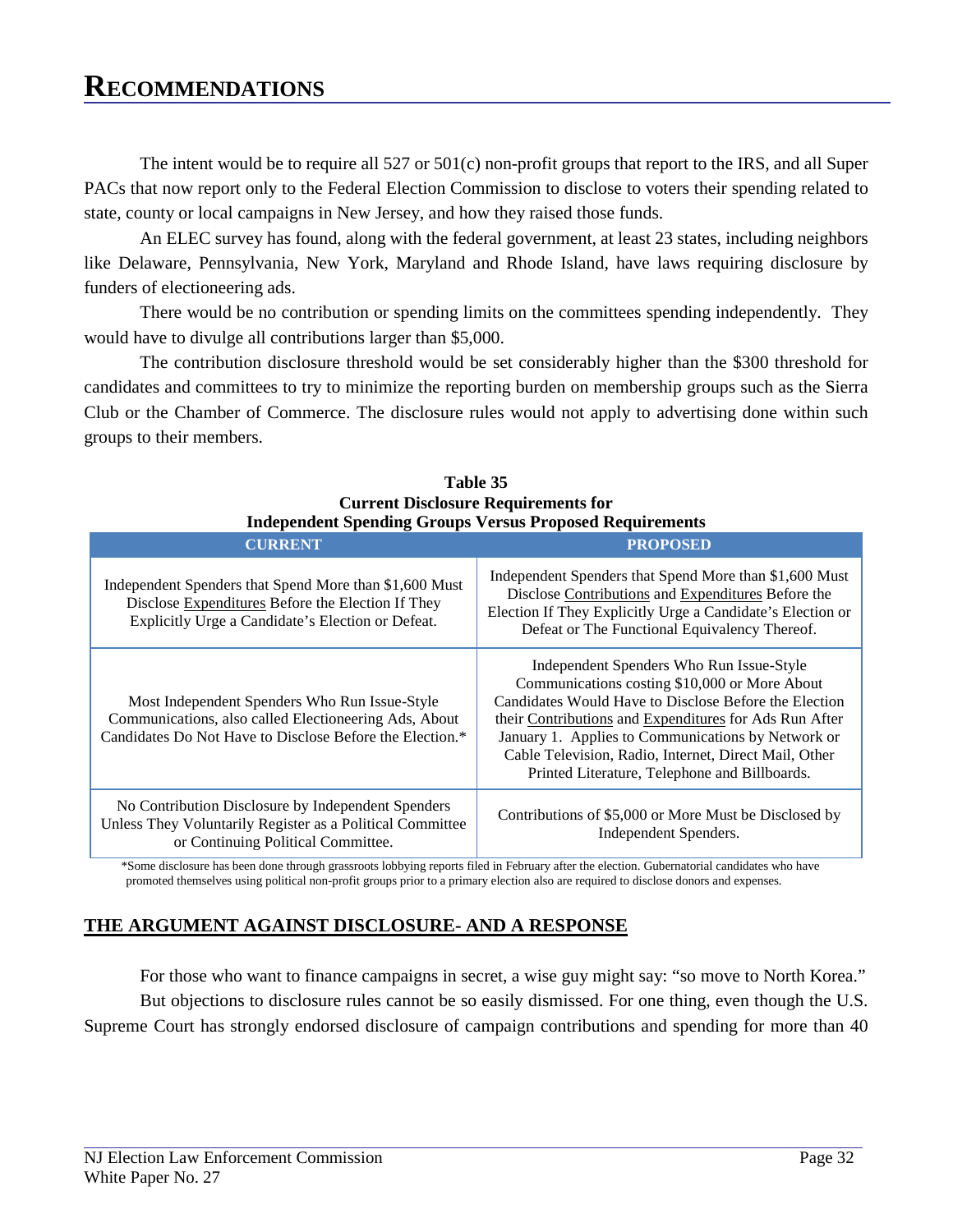# RECOMMENDATIONS

The intent would be to require all 527 or 501(c) non-profit groups that report to the IRS, and all Super PACs that now report only to the Federal Election Commission to disclose to voters their spending related to state, county or local campaigns in New Jersey, and how they raised those funds.

An ELEC survey has found, along with the federal government, at least 23 states, including neighbors like Delaware, Pennsylvania, New York, Maryland and Rhode Island, have laws requiring disclosure by funders of electioneering ads.

There would be no contribution or spending limits on the committees spending independently. They would have to divulge all contributions larger than $5,000.

The contribution disclosure threshold would be set considerably higher than the $300 threshold for candidates and committees to try to minimize the reporting burden on membership groups such as the Sierra Club or the Chamber of Commerce. The disclosure rules would not apply to advertising done within such groups to their members.

**Table 35**
**Current Disclosure Requirements for Independent Spending Groups Versus Proposed Requirements**

| CURRENT | PROPOSED |
|---|---|
| Independent Spenders that Spend More than $1,600 Must Disclose Expenditures Before the Election If They Explicitly Urge a Candidate's Election or Defeat. | Independent Spenders that Spend More than $1,600 Must Disclose Contributions and Expenditures Before the Election If They Explicitly Urge a Candidate's Election or Defeat or The Functional Equivalency Thereof. |
| Most Independent Spenders Who Run Issue-Style Communications, also called Electioneering Ads, About Candidates Do Not Have to Disclose Before the Election.* | Independent Spenders Who Run Issue-Style Communications costing $10,000 or More About Candidates Would Have to Disclose Before the Election their Contributions and Expenditures for Ads Run After January 1. Applies to Communications by Network or Cable Television, Radio, Internet, Direct Mail, Other Printed Literature, Telephone and Billboards. |
| No Contribution Disclosure by Independent Spenders Unless They Voluntarily Register as a Political Committee or Continuing Political Committee. | Contributions of $5,000 or More Must be Disclosed by Independent Spenders. |

*Some disclosure has been done through grassroots lobbying reports filed in February after the election. Gubernatorial candidates who have promoted themselves using political non-profit groups prior to a primary election also are required to disclose donors and expenses.

## THE ARGUMENT AGAINST DISCLOSURE- AND A RESPONSE

For those who want to finance campaigns in secret, a wise guy might say: "so move to North Korea."

But objections to disclosure rules cannot be so easily dismissed. For one thing, even though the U.S. Supreme Court has strongly endorsed disclosure of campaign contributions and spending for more than 40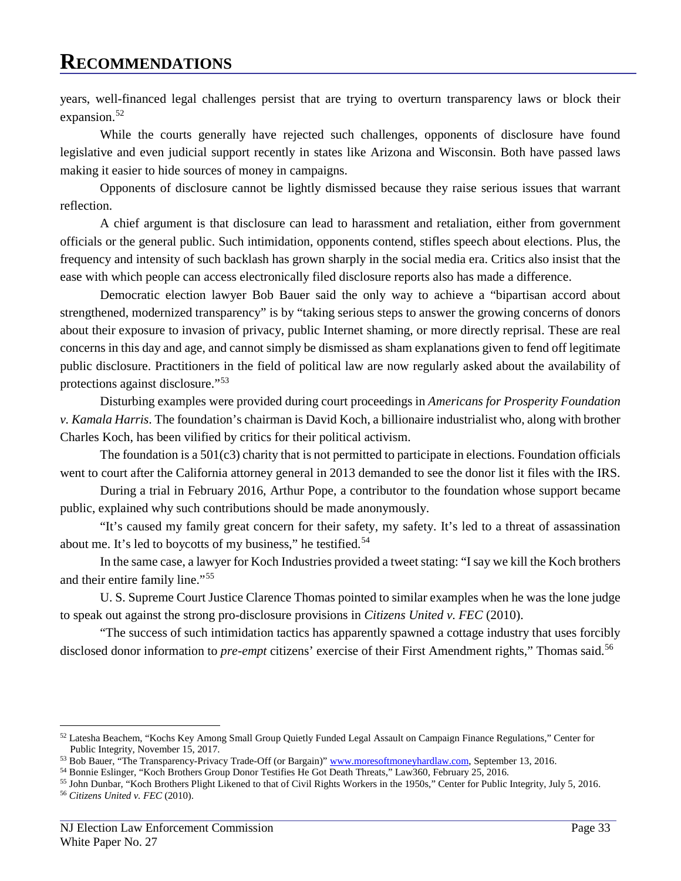# RECOMMENDATIONS

years, well-financed legal challenges persist that are trying to overturn transparency laws or block their expansion.[52]

While the courts generally have rejected such challenges, opponents of disclosure have found legislative and even judicial support recently in states like Arizona and Wisconsin. Both have passed laws making it easier to hide sources of money in campaigns.

Opponents of disclosure cannot be lightly dismissed because they raise serious issues that warrant reflection.

A chief argument is that disclosure can lead to harassment and retaliation, either from government officials or the general public. Such intimidation, opponents contend, stifles speech about elections. Plus, the frequency and intensity of such backlash has grown sharply in the social media era. Critics also insist that the ease with which people can access electronically filed disclosure reports also has made a difference.

Democratic election lawyer Bob Bauer said the only way to achieve a "bipartisan accord about strengthened, modernized transparency" is by "taking serious steps to answer the growing concerns of donors about their exposure to invasion of privacy, public Internet shaming, or more directly reprisal. These are real concerns in this day and age, and cannot simply be dismissed as sham explanations given to fend off legitimate public disclosure. Practitioners in the field of political law are now regularly asked about the availability of protections against disclosure."[53]

Disturbing examples were provided during court proceedings in *Americans for Prosperity Foundation v. Kamala Harris*. The foundation's chairman is David Koch, a billionaire industrialist who, along with brother Charles Koch, has been vilified by critics for their political activism.

The foundation is a 501(c3) charity that is not permitted to participate in elections. Foundation officials went to court after the California attorney general in 2013 demanded to see the donor list it files with the IRS.

During a trial in February 2016, Arthur Pope, a contributor to the foundation whose support became public, explained why such contributions should be made anonymously.

"It's caused my family great concern for their safety, my safety. It's led to a threat of assassination about me. It's led to boycotts of my business," he testified.[54]

In the same case, a lawyer for Koch Industries provided a tweet stating: "I say we kill the Koch brothers and their entire family line."[55]

U. S. Supreme Court Justice Clarence Thomas pointed to similar examples when he was the lone judge to speak out against the strong pro-disclosure provisions in *Citizens United v. FEC* (2010).

"The success of such intimidation tactics has apparently spawned a cottage industry that uses forcibly disclosed donor information to *pre-empt* citizens' exercise of their First Amendment rights," Thomas said.[56]

---

[52] Latesha Beachem, "Kochs Key Among Small Group Quietly Funded Legal Assault on Campaign Finance Regulations," Center for Public Integrity, November 15, 2017.

[53] Bob Bauer, "The Transparency-Privacy Trade-Off (or Bargain)" www.moresoftmoneyhardlaw.com, September 13, 2016.

[54] Bonnie Eslinger, "Koch Brothers Group Donor Testifies He Got Death Threats," Law360, February 25, 2016.

[55] John Dunbar, "Koch Brothers Plight Likened to that of Civil Rights Workers in the 1950s," Center for Public Integrity, July 5, 2016.

[56] *Citizens United v. FEC* (2010).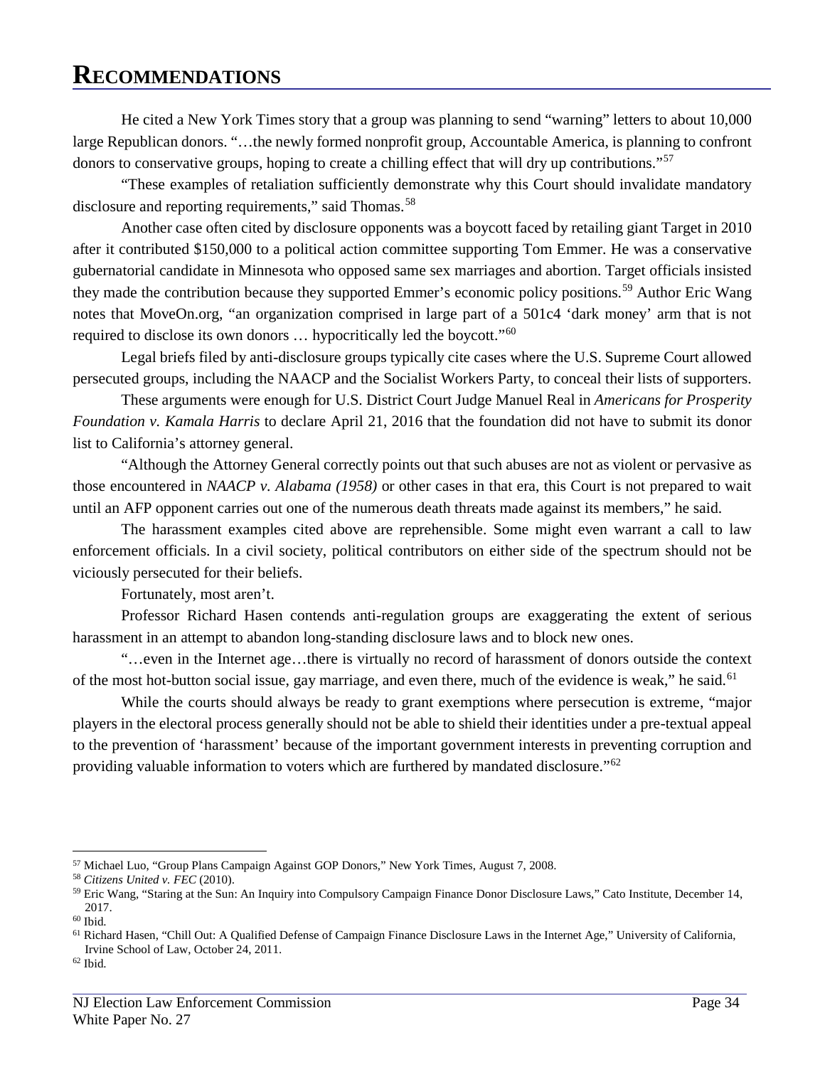# RECOMMENDATIONS

He cited a New York Times story that a group was planning to send "warning" letters to about 10,000 large Republican donors. "…the newly formed nonprofit group, Accountable America, is planning to confront donors to conservative groups, hoping to create a chilling effect that will dry up contributions."[57]

"These examples of retaliation sufficiently demonstrate why this Court should invalidate mandatory disclosure and reporting requirements," said Thomas.[58]

Another case often cited by disclosure opponents was a boycott faced by retailing giant Target in 2010 after it contributed $150,000 to a political action committee supporting Tom Emmer. He was a conservative gubernatorial candidate in Minnesota who opposed same sex marriages and abortion. Target officials insisted they made the contribution because they supported Emmer's economic policy positions.[59] Author Eric Wang notes that MoveOn.org, "an organization comprised in large part of a 501c4 'dark money' arm that is not required to disclose its own donors … hypocritically led the boycott."[60]

Legal briefs filed by anti-disclosure groups typically cite cases where the U.S. Supreme Court allowed persecuted groups, including the NAACP and the Socialist Workers Party, to conceal their lists of supporters.

These arguments were enough for U.S. District Court Judge Manuel Real in *Americans for Prosperity Foundation v. Kamala Harris* to declare April 21, 2016 that the foundation did not have to submit its donor list to California's attorney general.

"Although the Attorney General correctly points out that such abuses are not as violent or pervasive as those encountered in *NAACP v. Alabama (1958)* or other cases in that era, this Court is not prepared to wait until an AFP opponent carries out one of the numerous death threats made against its members," he said.

The harassment examples cited above are reprehensible. Some might even warrant a call to law enforcement officials. In a civil society, political contributors on either side of the spectrum should not be viciously persecuted for their beliefs.

Fortunately, most aren't.

Professor Richard Hasen contends anti-regulation groups are exaggerating the extent of serious harassment in an attempt to abandon long-standing disclosure laws and to block new ones.

"…even in the Internet age…there is virtually no record of harassment of donors outside the context of the most hot-button social issue, gay marriage, and even there, much of the evidence is weak," he said.[61]

While the courts should always be ready to grant exemptions where persecution is extreme, "major players in the electoral process generally should not be able to shield their identities under a pre-textual appeal to the prevention of 'harassment' because of the important government interests in preventing corruption and providing valuable information to voters which are furthered by mandated disclosure."[62]

---

[57] Michael Luo, "Group Plans Campaign Against GOP Donors," New York Times, August 7, 2008.
[58] *Citizens United v. FEC* (2010).
[59] Eric Wang, "Staring at the Sun: An Inquiry into Compulsory Campaign Finance Donor Disclosure Laws," Cato Institute, December 14, 2017.
[60] Ibid.
[61] Richard Hasen, "Chill Out: A Qualified Defense of Campaign Finance Disclosure Laws in the Internet Age," University of California, Irvine School of Law, October 24, 2011.
[62] Ibid.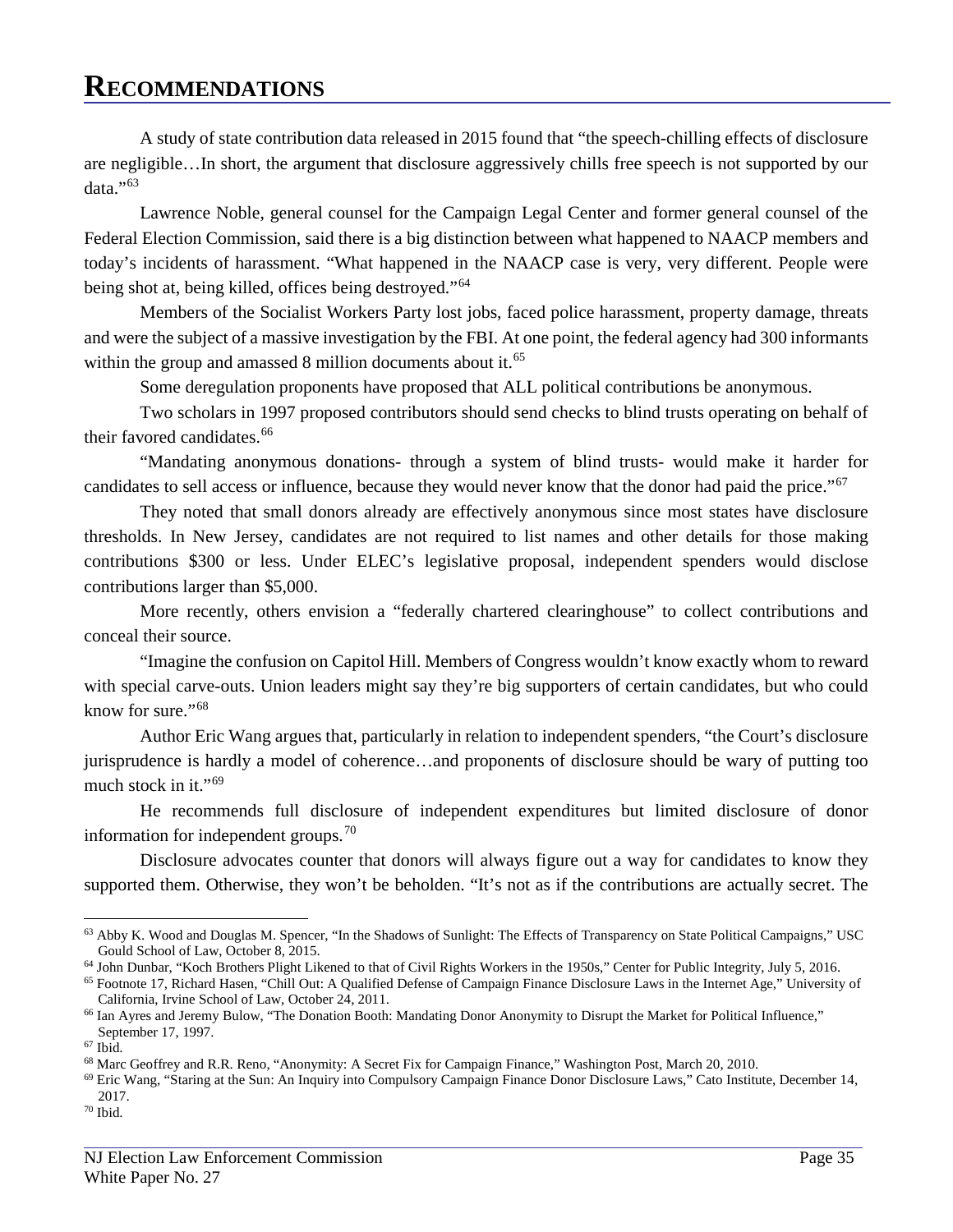# RECOMMENDATIONS

A study of state contribution data released in 2015 found that "the speech-chilling effects of disclosure are negligible…In short, the argument that disclosure aggressively chills free speech is not supported by our data."[63]

Lawrence Noble, general counsel for the Campaign Legal Center and former general counsel of the Federal Election Commission, said there is a big distinction between what happened to NAACP members and today's incidents of harassment. "What happened in the NAACP case is very, very different. People were being shot at, being killed, offices being destroyed."[64]

Members of the Socialist Workers Party lost jobs, faced police harassment, property damage, threats and were the subject of a massive investigation by the FBI. At one point, the federal agency had 300 informants within the group and amassed 8 million documents about it.[65]

Some deregulation proponents have proposed that ALL political contributions be anonymous.

Two scholars in 1997 proposed contributors should send checks to blind trusts operating on behalf of their favored candidates.[66]

"Mandating anonymous donations- through a system of blind trusts- would make it harder for candidates to sell access or influence, because they would never know that the donor had paid the price."[67]

They noted that small donors already are effectively anonymous since most states have disclosure thresholds. In New Jersey, candidates are not required to list names and other details for those making contributions $300 or less. Under ELEC's legislative proposal, independent spenders would disclose contributions larger than $5,000.

More recently, others envision a "federally chartered clearinghouse" to collect contributions and conceal their source.

"Imagine the confusion on Capitol Hill. Members of Congress wouldn't know exactly whom to reward with special carve-outs. Union leaders might say they're big supporters of certain candidates, but who could know for sure."[68]

Author Eric Wang argues that, particularly in relation to independent spenders, "the Court's disclosure jurisprudence is hardly a model of coherence…and proponents of disclosure should be wary of putting too much stock in it."[69]

He recommends full disclosure of independent expenditures but limited disclosure of donor information for independent groups.[70]

Disclosure advocates counter that donors will always figure out a way for candidates to know they supported them. Otherwise, they won't be beholden. "It's not as if the contributions are actually secret. The

---

[63] Abby K. Wood and Douglas M. Spencer, "In the Shadows of Sunlight: The Effects of Transparency on State Political Campaigns," USC Gould School of Law, October 8, 2015.

[64] John Dunbar, "Koch Brothers Plight Likened to that of Civil Rights Workers in the 1950s," Center for Public Integrity, July 5, 2016.

[65] Footnote 17, Richard Hasen, "Chill Out: A Qualified Defense of Campaign Finance Disclosure Laws in the Internet Age," University of California, Irvine School of Law, October 24, 2011.

[66] Ian Ayres and Jeremy Bulow, "The Donation Booth: Mandating Donor Anonymity to Disrupt the Market for Political Influence," September 17, 1997.

[67] Ibid.

[68] Marc Geoffrey and R.R. Reno, "Anonymity: A Secret Fix for Campaign Finance," Washington Post, March 20, 2010.

[69] Eric Wang, "Staring at the Sun: An Inquiry into Compulsory Campaign Finance Donor Disclosure Laws," Cato Institute, December 14, 2017.

[70] Ibid.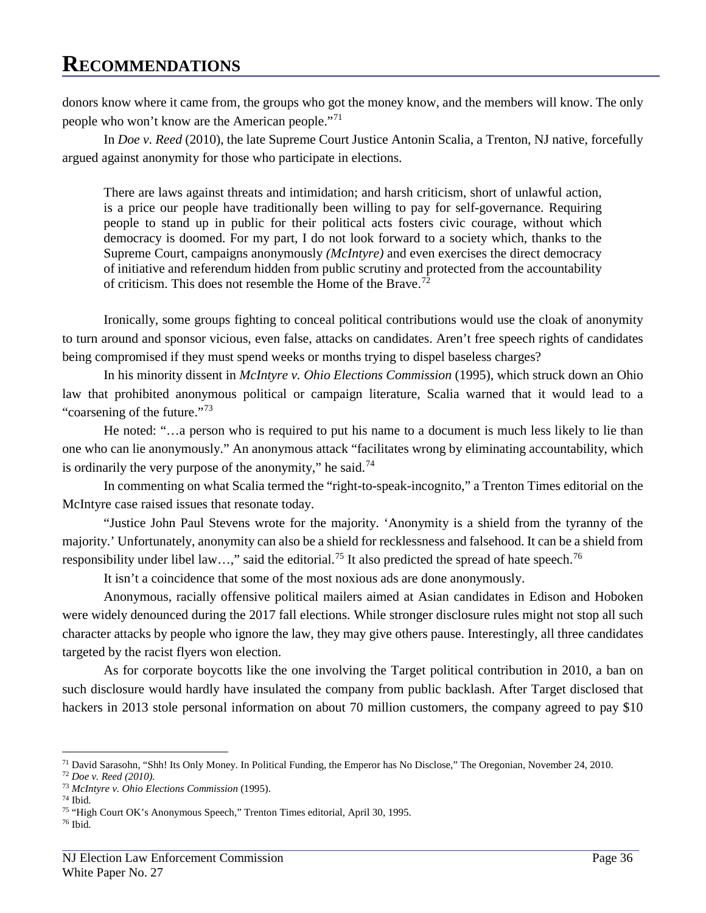# RECOMMENDATIONS

donors know where it came from, the groups who got the money know, and the members will know. The only people who won't know are the American people."[71]

In *Doe v. Reed* (2010), the late Supreme Court Justice Antonin Scalia, a Trenton, NJ native, forcefully argued against anonymity for those who participate in elections.

> There are laws against threats and intimidation; and harsh criticism, short of unlawful action, is a price our people have traditionally been willing to pay for self-governance. Requiring people to stand up in public for their political acts fosters civic courage, without which democracy is doomed. For my part, I do not look forward to a society which, thanks to the Supreme Court, campaigns anonymously *(McIntyre)* and even exercises the direct democracy of initiative and referendum hidden from public scrutiny and protected from the accountability of criticism. This does not resemble the Home of the Brave.[72]

Ironically, some groups fighting to conceal political contributions would use the cloak of anonymity to turn around and sponsor vicious, even false, attacks on candidates. Aren't free speech rights of candidates being compromised if they must spend weeks or months trying to dispel baseless charges?

In his minority dissent in *McIntyre v. Ohio Elections Commission* (1995), which struck down an Ohio law that prohibited anonymous political or campaign literature, Scalia warned that it would lead to a "coarsening of the future."[73]

He noted: "…a person who is required to put his name to a document is much less likely to lie than one who can lie anonymously." An anonymous attack "facilitates wrong by eliminating accountability, which is ordinarily the very purpose of the anonymity," he said.[74]

In commenting on what Scalia termed the "right-to-speak-incognito," a Trenton Times editorial on the McIntyre case raised issues that resonate today.

"Justice John Paul Stevens wrote for the majority. 'Anonymity is a shield from the tyranny of the majority.' Unfortunately, anonymity can also be a shield for recklessness and falsehood. It can be a shield from responsibility under libel law…," said the editorial.[75] It also predicted the spread of hate speech.[76]

It isn't a coincidence that some of the most noxious ads are done anonymously.

Anonymous, racially offensive political mailers aimed at Asian candidates in Edison and Hoboken were widely denounced during the 2017 fall elections. While stronger disclosure rules might not stop all such character attacks by people who ignore the law, they may give others pause. Interestingly, all three candidates targeted by the racist flyers won election.

As for corporate boycotts like the one involving the Target political contribution in 2010, a ban on such disclosure would hardly have insulated the company from public backlash. After Target disclosed that hackers in 2013 stole personal information on about 70 million customers, the company agreed to pay $10

---

[71] David Sarasohn, "Shh! Its Only Money. In Political Funding, the Emperor has No Disclose," The Oregonian, November 24, 2010.

[72] *Doe v. Reed (2010).*

[73] *McIntyre v. Ohio Elections Commission* (1995).

[74] Ibid.

[75] "High Court OK's Anonymous Speech," Trenton Times editorial, April 30, 1995.

[76] Ibid.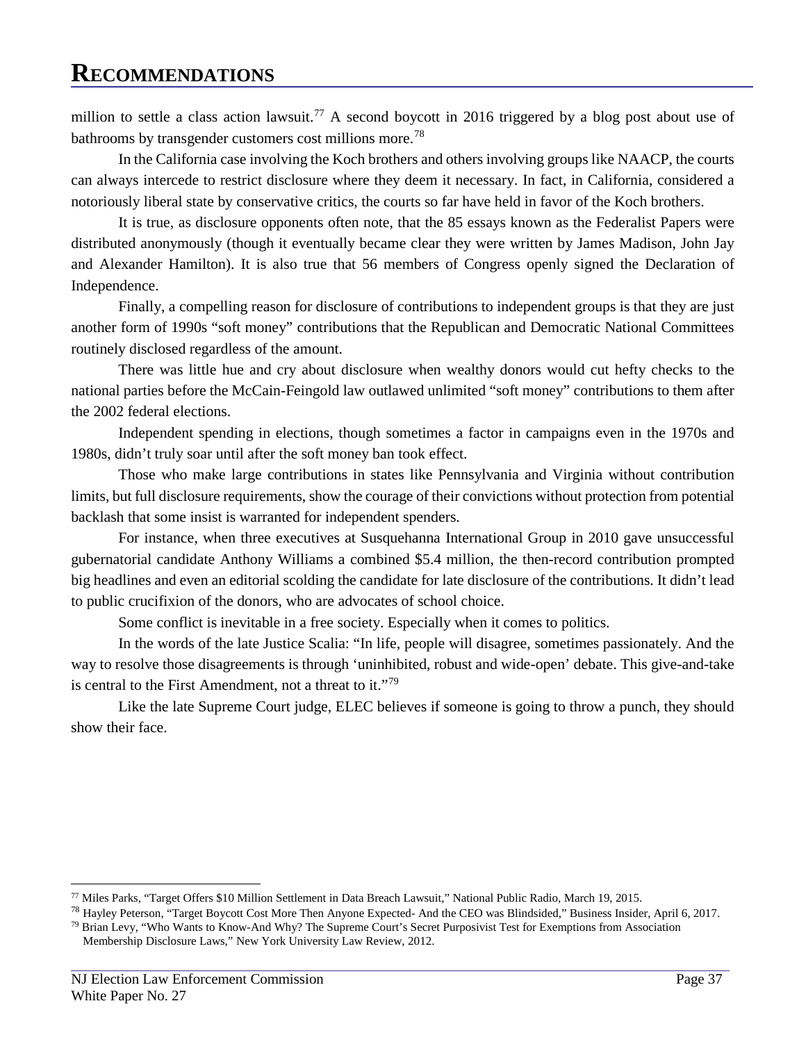# RECOMMENDATIONS

million to settle a class action lawsuit.[77] A second boycott in 2016 triggered by a blog post about use of bathrooms by transgender customers cost millions more.[78]

In the California case involving the Koch brothers and others involving groups like NAACP, the courts can always intercede to restrict disclosure where they deem it necessary. In fact, in California, considered a notoriously liberal state by conservative critics, the courts so far have held in favor of the Koch brothers.

It is true, as disclosure opponents often note, that the 85 essays known as the Federalist Papers were distributed anonymously (though it eventually became clear they were written by James Madison, John Jay and Alexander Hamilton). It is also true that 56 members of Congress openly signed the Declaration of Independence.

Finally, a compelling reason for disclosure of contributions to independent groups is that they are just another form of 1990s "soft money" contributions that the Republican and Democratic National Committees routinely disclosed regardless of the amount.

There was little hue and cry about disclosure when wealthy donors would cut hefty checks to the national parties before the McCain-Feingold law outlawed unlimited "soft money" contributions to them after the 2002 federal elections.

Independent spending in elections, though sometimes a factor in campaigns even in the 1970s and 1980s, didn't truly soar until after the soft money ban took effect.

Those who make large contributions in states like Pennsylvania and Virginia without contribution limits, but full disclosure requirements, show the courage of their convictions without protection from potential backlash that some insist is warranted for independent spenders.

For instance, when three executives at Susquehanna International Group in 2010 gave unsuccessful gubernatorial candidate Anthony Williams a combined $5.4 million, the then-record contribution prompted big headlines and even an editorial scolding the candidate for late disclosure of the contributions. It didn't lead to public crucifixion of the donors, who are advocates of school choice.

Some conflict is inevitable in a free society. Especially when it comes to politics.

In the words of the late Justice Scalia: "In life, people will disagree, sometimes passionately. And the way to resolve those disagreements is through 'uninhibited, robust and wide-open' debate. This give-and-take is central to the First Amendment, not a threat to it."[79]

Like the late Supreme Court judge, ELEC believes if someone is going to throw a punch, they should show their face.

---

[77] Miles Parks, "Target Offers $10 Million Settlement in Data Breach Lawsuit," National Public Radio, March 19, 2015.

[78] Hayley Peterson, "Target Boycott Cost More Then Anyone Expected- And the CEO was Blindsided," Business Insider, April 6, 2017.

[79] Brian Levy, "Who Wants to Know-And Why? The Supreme Court's Secret Purposivist Test for Exemptions from Association Membership Disclosure Laws," New York University Law Review, 2012.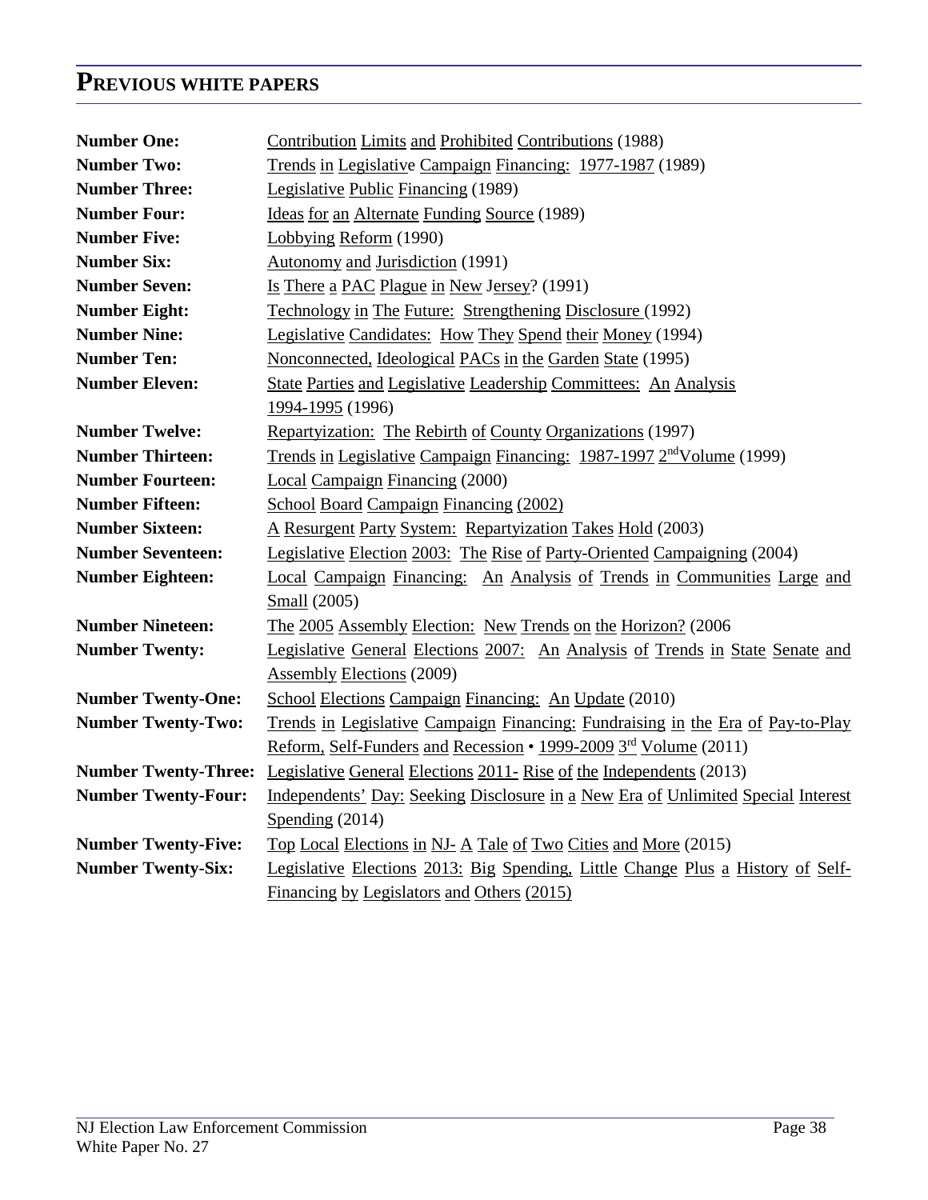## PREVIOUS WHITE PAPERS

| | |
|---|---|
| **Number One:** | Contribution Limits and Prohibited Contributions (1988) |
| **Number Two:** | Trends in Legislative Campaign Financing: 1977-1987 (1989) |
| **Number Three:** | Legislative Public Financing (1989) |
| **Number Four:** | Ideas for an Alternate Funding Source (1989) |
| **Number Five:** | Lobbying Reform (1990) |
| **Number Six:** | Autonomy and Jurisdiction (1991) |
| **Number Seven:** | Is There a PAC Plague in New Jersey? (1991) |
| **Number Eight:** | Technology in The Future: Strengthening Disclosure (1992) |
| **Number Nine:** | Legislative Candidates: How They Spend their Money (1994) |
| **Number Ten:** | Nonconnected, Ideological PACs in the Garden State (1995) |
| **Number Eleven:** | State Parties and Legislative Leadership Committees: An Analysis 1994-1995 (1996) |
| **Number Twelve:** | Repartyization: The Rebirth of County Organizations (1997) |
| **Number Thirteen:** | Trends in Legislative Campaign Financing: 1987-1997 2nd Volume (1999) |
| **Number Fourteen:** | Local Campaign Financing (2000) |
| **Number Fifteen:** | School Board Campaign Financing (2002) |
| **Number Sixteen:** | A Resurgent Party System: Repartyization Takes Hold (2003) |
| **Number Seventeen:** | Legislative Election 2003: The Rise of Party-Oriented Campaigning (2004) |
| **Number Eighteen:** | Local Campaign Financing: An Analysis of Trends in Communities Large and Small (2005) |
| **Number Nineteen:** | The 2005 Assembly Election: New Trends on the Horizon? (2006 |
| **Number Twenty:** | Legislative General Elections 2007: An Analysis of Trends in State Senate and Assembly Elections (2009) |
| **Number Twenty-One:** | School Elections Campaign Financing: An Update (2010) |
| **Number Twenty-Two:** | Trends in Legislative Campaign Financing: Fundraising in the Era of Pay-to-Play Reform, Self-Funders and Recession • 1999-2009 3rd Volume (2011) |
| **Number Twenty-Three:** | Legislative General Elections 2011- Rise of the Independents (2013) |
| **Number Twenty-Four:** | Independents' Day: Seeking Disclosure in a New Era of Unlimited Special Interest Spending (2014) |
| **Number Twenty-Five:** | Top Local Elections in NJ- A Tale of Two Cities and More (2015) |
| **Number Twenty-Six:** | Legislative Elections 2013: Big Spending, Little Change Plus a History of Self-Financing by Legislators and Others (2015) |